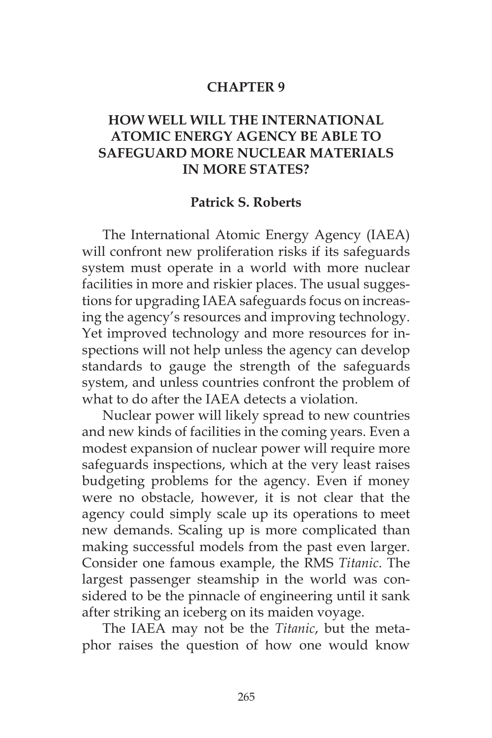# CHAPTER 9

## HOW WELL WILL THE INTERNATIONAL ATOMIC ENERGY AGENCY BE ABLE TO SAFEGUARD MORE NUCLEAR MATERIALS IN MORE STATES?

**Patrick S. Roberts**

The International Atomic Energy Agency (IAEA) will confront new proliferation risks if its safeguards system must operate in a world with more nuclear facilities in more and riskier places. The usual suggestions for upgrading IAEA safeguards focus on increasing the agency's resources and improving technology. Yet improved technology and more resources for inspections will not help unless the agency can develop standards to gauge the strength of the safeguards system, and unless countries confront the problem of what to do after the IAEA detects a violation.

Nuclear power will likely spread to new countries and new kinds of facilities in the coming years. Even a modest expansion of nuclear power will require more safeguards inspections, which at the very least raises budgeting problems for the agency. Even if money were no obstacle, however, it is not clear that the agency could simply scale up its operations to meet new demands. Scaling up is more complicated than making successful models from the past even larger. Consider one famous example, the RMS *Titanic*. The largest passenger steamship in the world was considered to be the pinnacle of engineering until it sank after striking an iceberg on its maiden voyage.

The IAEA may not be the *Titanic*, but the metaphor raises the question of how one would know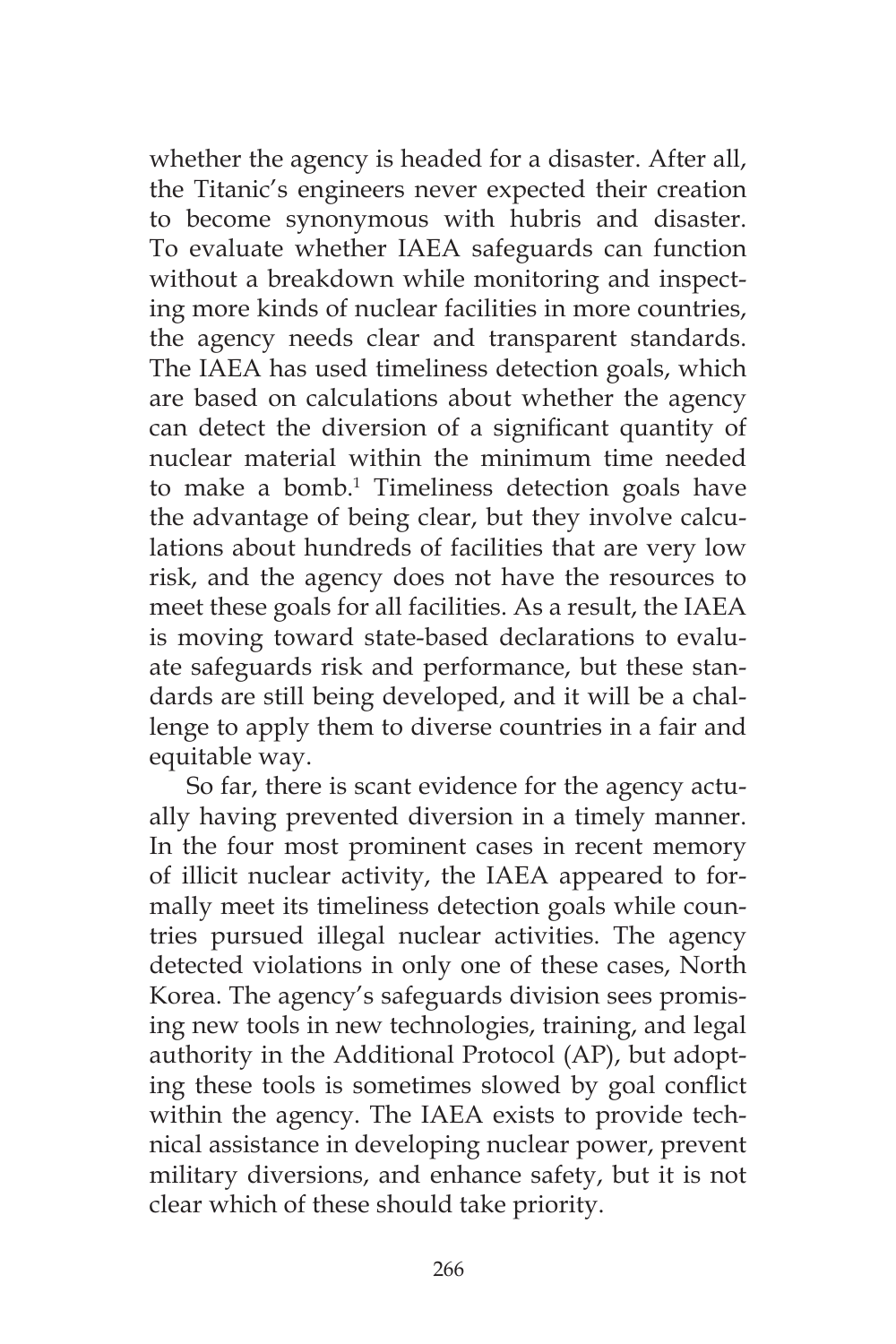whether the agency is headed for a disaster. After all, the Titanic's engineers never expected their creation to become synonymous with hubris and disaster. To evaluate whether IAEA safeguards can function without a breakdown while monitoring and inspecting more kinds of nuclear facilities in more countries, the agency needs clear and transparent standards. The IAEA has used timeliness detection goals, which are based on calculations about whether the agency can detect the diversion of a significant quantity of nuclear material within the minimum time needed to make a bomb.[1] Timeliness detection goals have the advantage of being clear, but they involve calculations about hundreds of facilities that are very low risk, and the agency does not have the resources to meet these goals for all facilities. As a result, the IAEA is moving toward state-based declarations to evaluate safeguards risk and performance, but these standards are still being developed, and it will be a challenge to apply them to diverse countries in a fair and equitable way.

So far, there is scant evidence for the agency actually having prevented diversion in a timely manner. In the four most prominent cases in recent memory of illicit nuclear activity, the IAEA appeared to formally meet its timeliness detection goals while countries pursued illegal nuclear activities. The agency detected violations in only one of these cases, North Korea. The agency's safeguards division sees promising new tools in new technologies, training, and legal authority in the Additional Protocol (AP), but adopting these tools is sometimes slowed by goal conflict within the agency. The IAEA exists to provide technical assistance in developing nuclear power, prevent military diversions, and enhance safety, but it is not clear which of these should take priority.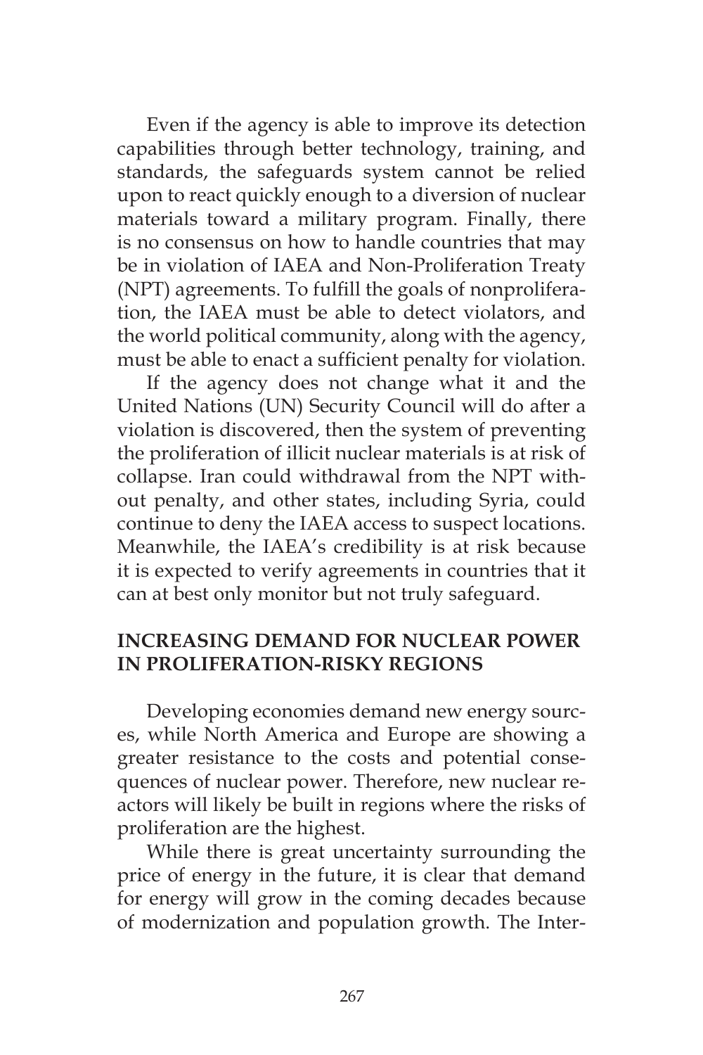Even if the agency is able to improve its detection capabilities through better technology, training, and standards, the safeguards system cannot be relied upon to react quickly enough to a diversion of nuclear materials toward a military program. Finally, there is no consensus on how to handle countries that may be in violation of IAEA and Non-Proliferation Treaty (NPT) agreements. To fulfill the goals of nonproliferation, the IAEA must be able to detect violators, and the world political community, along with the agency, must be able to enact a sufficient penalty for violation.

If the agency does not change what it and the United Nations (UN) Security Council will do after a violation is discovered, then the system of preventing the proliferation of illicit nuclear materials is at risk of collapse. Iran could withdrawal from the NPT without penalty, and other states, including Syria, could continue to deny the IAEA access to suspect locations. Meanwhile, the IAEA's credibility is at risk because it is expected to verify agreements in countries that it can at best only monitor but not truly safeguard.

## INCREASING DEMAND FOR NUCLEAR POWER IN PROLIFERATION-RISKY REGIONS

Developing economies demand new energy sources, while North America and Europe are showing a greater resistance to the costs and potential consequences of nuclear power. Therefore, new nuclear reactors will likely be built in regions where the risks of proliferation are the highest.

While there is great uncertainty surrounding the price of energy in the future, it is clear that demand for energy will grow in the coming decades because of modernization and population growth. The Inter-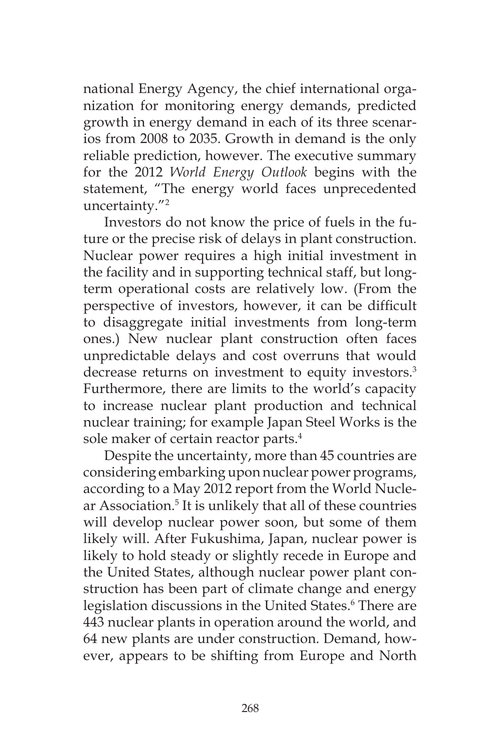national Energy Agency, the chief international organization for monitoring energy demands, predicted growth in energy demand in each of its three scenarios from 2008 to 2035. Growth in demand is the only reliable prediction, however. The executive summary for the 2012 *World Energy Outlook* begins with the statement, "The energy world faces unprecedented uncertainty."[2]

Investors do not know the price of fuels in the future or the precise risk of delays in plant construction. Nuclear power requires a high initial investment in the facility and in supporting technical staff, but long-term operational costs are relatively low. (From the perspective of investors, however, it can be difficult to disaggregate initial investments from long-term ones.) New nuclear plant construction often faces unpredictable delays and cost overruns that would decrease returns on investment to equity investors.[3] Furthermore, there are limits to the world's capacity to increase nuclear plant production and technical nuclear training; for example Japan Steel Works is the sole maker of certain reactor parts.[4]

Despite the uncertainty, more than 45 countries are considering embarking upon nuclear power programs, according to a May 2012 report from the World Nuclear Association.[5] It is unlikely that all of these countries will develop nuclear power soon, but some of them likely will. After Fukushima, Japan, nuclear power is likely to hold steady or slightly recede in Europe and the United States, although nuclear power plant construction has been part of climate change and energy legislation discussions in the United States.[6] There are 443 nuclear plants in operation around the world, and 64 new plants are under construction. Demand, however, appears to be shifting from Europe and North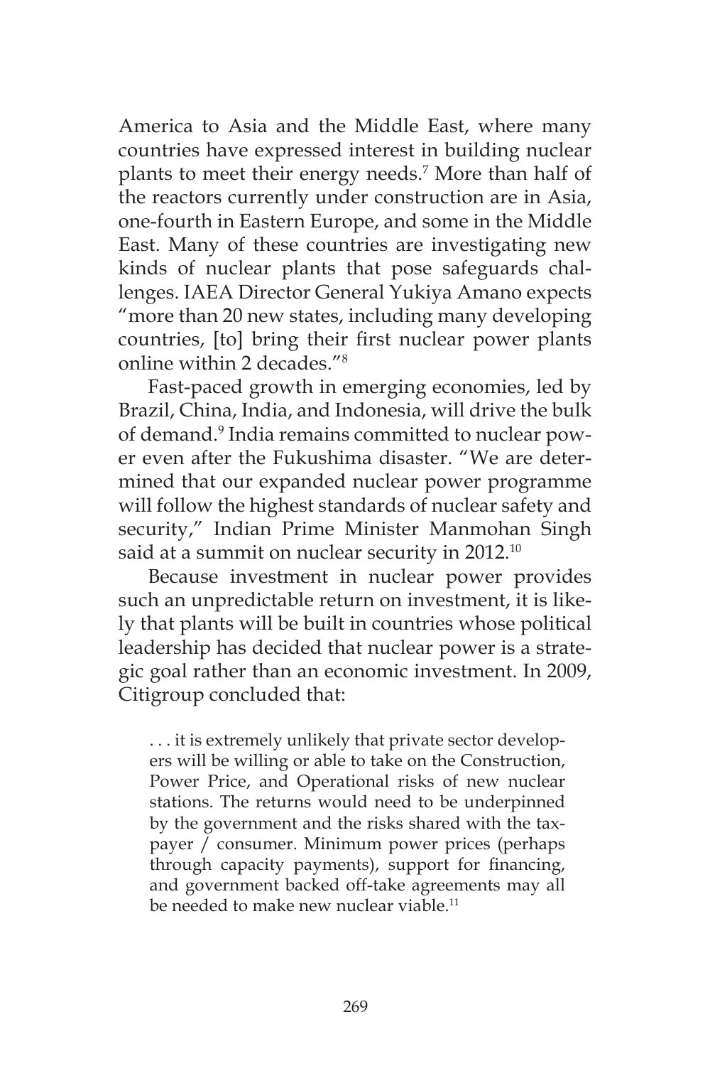America to Asia and the Middle East, where many countries have expressed interest in building nuclear plants to meet their energy needs.[7] More than half of the reactors currently under construction are in Asia, one-fourth in Eastern Europe, and some in the Middle East. Many of these countries are investigating new kinds of nuclear plants that pose safeguards challenges. IAEA Director General Yukiya Amano expects "more than 20 new states, including many developing countries, [to] bring their first nuclear power plants online within 2 decades."[8]

Fast-paced growth in emerging economies, led by Brazil, China, India, and Indonesia, will drive the bulk of demand.[9] India remains committed to nuclear power even after the Fukushima disaster. "We are determined that our expanded nuclear power programme will follow the highest standards of nuclear safety and security," Indian Prime Minister Manmohan Singh said at a summit on nuclear security in 2012.[10]

Because investment in nuclear power provides such an unpredictable return on investment, it is likely that plants will be built in countries whose political leadership has decided that nuclear power is a strategic goal rather than an economic investment. In 2009, Citigroup concluded that:

> . . . it is extremely unlikely that private sector developers will be willing or able to take on the Construction, Power Price, and Operational risks of new nuclear stations. The returns would need to be underpinned by the government and the risks shared with the taxpayer / consumer. Minimum power prices (perhaps through capacity payments), support for financing, and government backed off-take agreements may all be needed to make new nuclear viable.[11]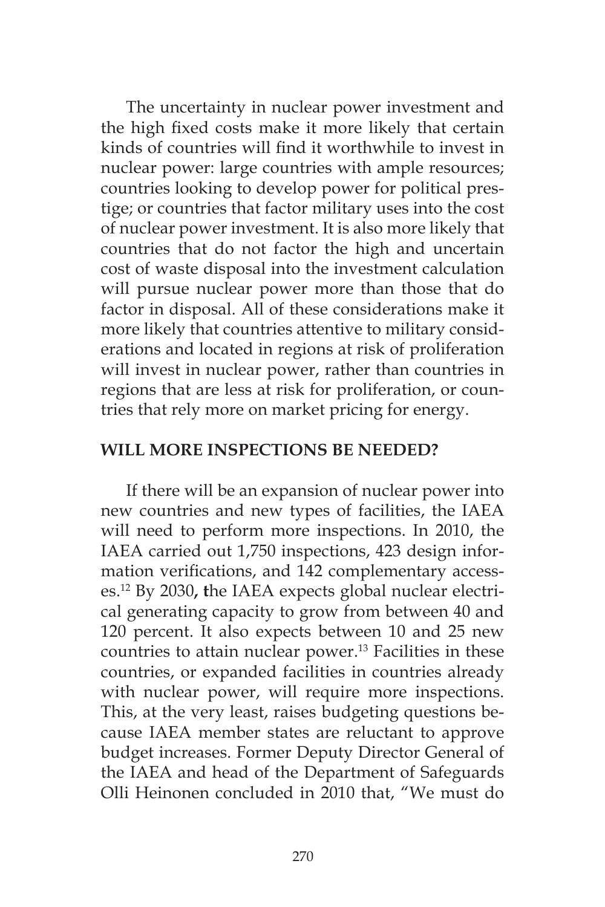The uncertainty in nuclear power investment and the high fixed costs make it more likely that certain kinds of countries will find it worthwhile to invest in nuclear power: large countries with ample resources; countries looking to develop power for political prestige; or countries that factor military uses into the cost of nuclear power investment. It is also more likely that countries that do not factor the high and uncertain cost of waste disposal into the investment calculation will pursue nuclear power more than those that do factor in disposal. All of these considerations make it more likely that countries attentive to military considerations and located in regions at risk of proliferation will invest in nuclear power, rather than countries in regions that are less at risk for proliferation, or countries that rely more on market pricing for energy.

## WILL MORE INSPECTIONS BE NEEDED?

If there will be an expansion of nuclear power into new countries and new types of facilities, the IAEA will need to perform more inspections. In 2010, the IAEA carried out 1,750 inspections, 423 design information verifications, and 142 complementary accesses.[12] By 2030**, t**he IAEA expects global nuclear electrical generating capacity to grow from between 40 and 120 percent. It also expects between 10 and 25 new countries to attain nuclear power.[13] Facilities in these countries, or expanded facilities in countries already with nuclear power, will require more inspections. This, at the very least, raises budgeting questions because IAEA member states are reluctant to approve budget increases. Former Deputy Director General of the IAEA and head of the Department of Safeguards Olli Heinonen concluded in 2010 that, "We must do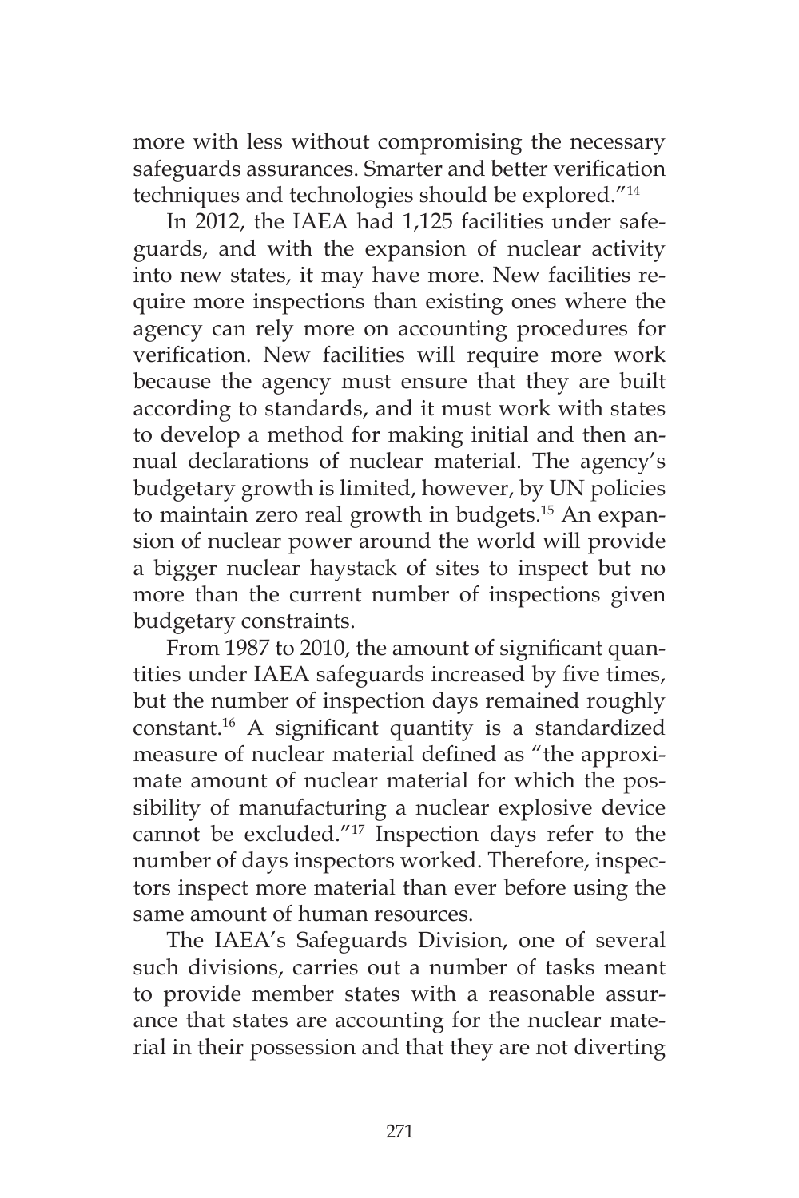more with less without compromising the necessary safeguards assurances. Smarter and better verification techniques and technologies should be explored."[14]

In 2012, the IAEA had 1,125 facilities under safeguards, and with the expansion of nuclear activity into new states, it may have more. New facilities require more inspections than existing ones where the agency can rely more on accounting procedures for verification. New facilities will require more work because the agency must ensure that they are built according to standards, and it must work with states to develop a method for making initial and then annual declarations of nuclear material. The agency's budgetary growth is limited, however, by UN policies to maintain zero real growth in budgets.[15] An expansion of nuclear power around the world will provide a bigger nuclear haystack of sites to inspect but no more than the current number of inspections given budgetary constraints.

From 1987 to 2010, the amount of significant quantities under IAEA safeguards increased by five times, but the number of inspection days remained roughly constant.[16] A significant quantity is a standardized measure of nuclear material defined as "the approximate amount of nuclear material for which the possibility of manufacturing a nuclear explosive device cannot be excluded."[17] Inspection days refer to the number of days inspectors worked. Therefore, inspectors inspect more material than ever before using the same amount of human resources.

The IAEA's Safeguards Division, one of several such divisions, carries out a number of tasks meant to provide member states with a reasonable assurance that states are accounting for the nuclear material in their possession and that they are not diverting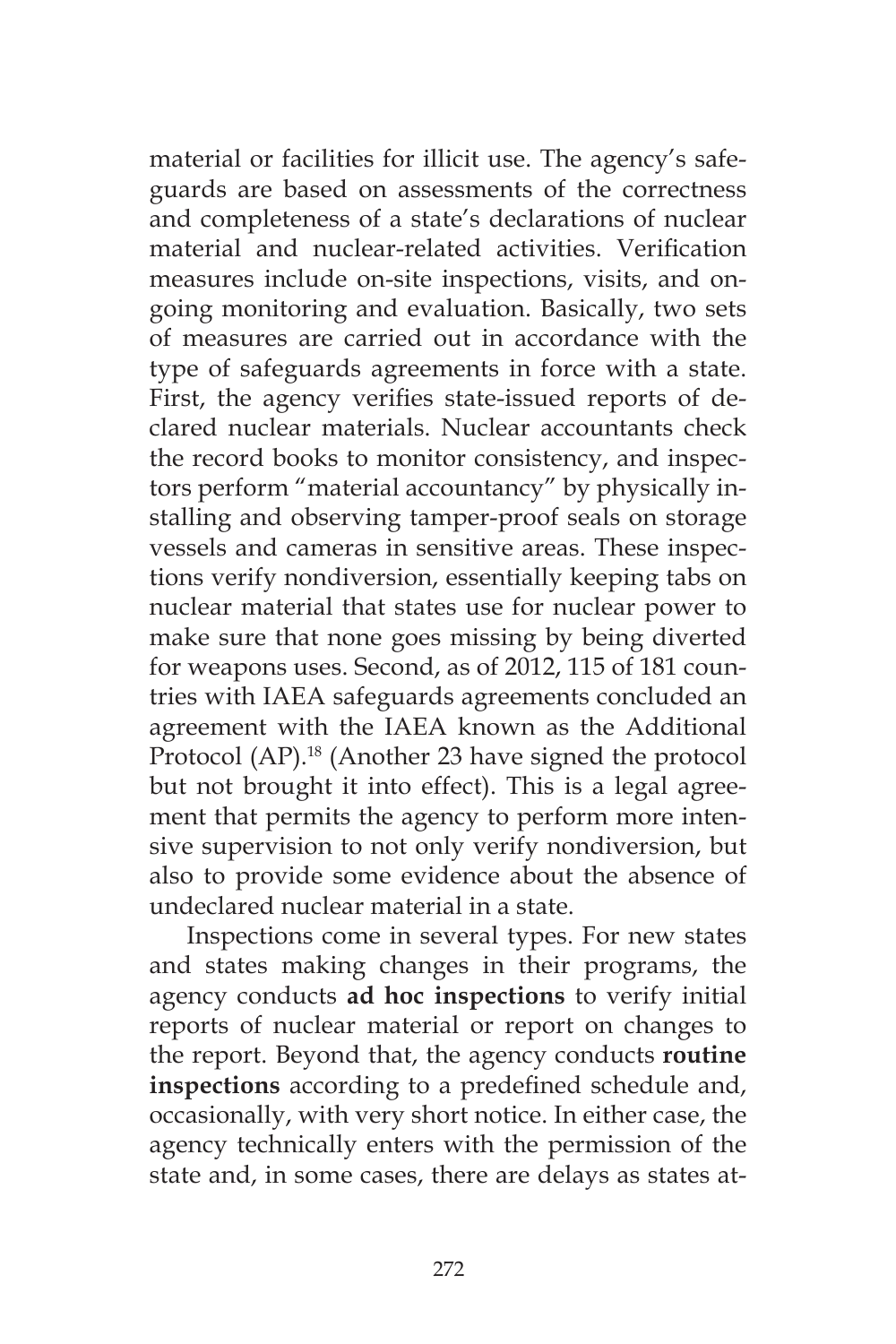material or facilities for illicit use. The agency's safeguards are based on assessments of the correctness and completeness of a state's declarations of nuclear material and nuclear-related activities. Verification measures include on-site inspections, visits, and ongoing monitoring and evaluation. Basically, two sets of measures are carried out in accordance with the type of safeguards agreements in force with a state. First, the agency verifies state-issued reports of declared nuclear materials. Nuclear accountants check the record books to monitor consistency, and inspectors perform "material accountancy" by physically installing and observing tamper-proof seals on storage vessels and cameras in sensitive areas. These inspections verify nondiversion, essentially keeping tabs on nuclear material that states use for nuclear power to make sure that none goes missing by being diverted for weapons uses. Second, as of 2012, 115 of 181 countries with IAEA safeguards agreements concluded an agreement with the IAEA known as the Additional Protocol (AP).[18] (Another 23 have signed the protocol but not brought it into effect). This is a legal agreement that permits the agency to perform more intensive supervision to not only verify nondiversion, but also to provide some evidence about the absence of undeclared nuclear material in a state.

Inspections come in several types. For new states and states making changes in their programs, the agency conducts **ad hoc inspections** to verify initial reports of nuclear material or report on changes to the report. Beyond that, the agency conducts **routine inspections** according to a predefined schedule and, occasionally, with very short notice. In either case, the agency technically enters with the permission of the state and, in some cases, there are delays as states at-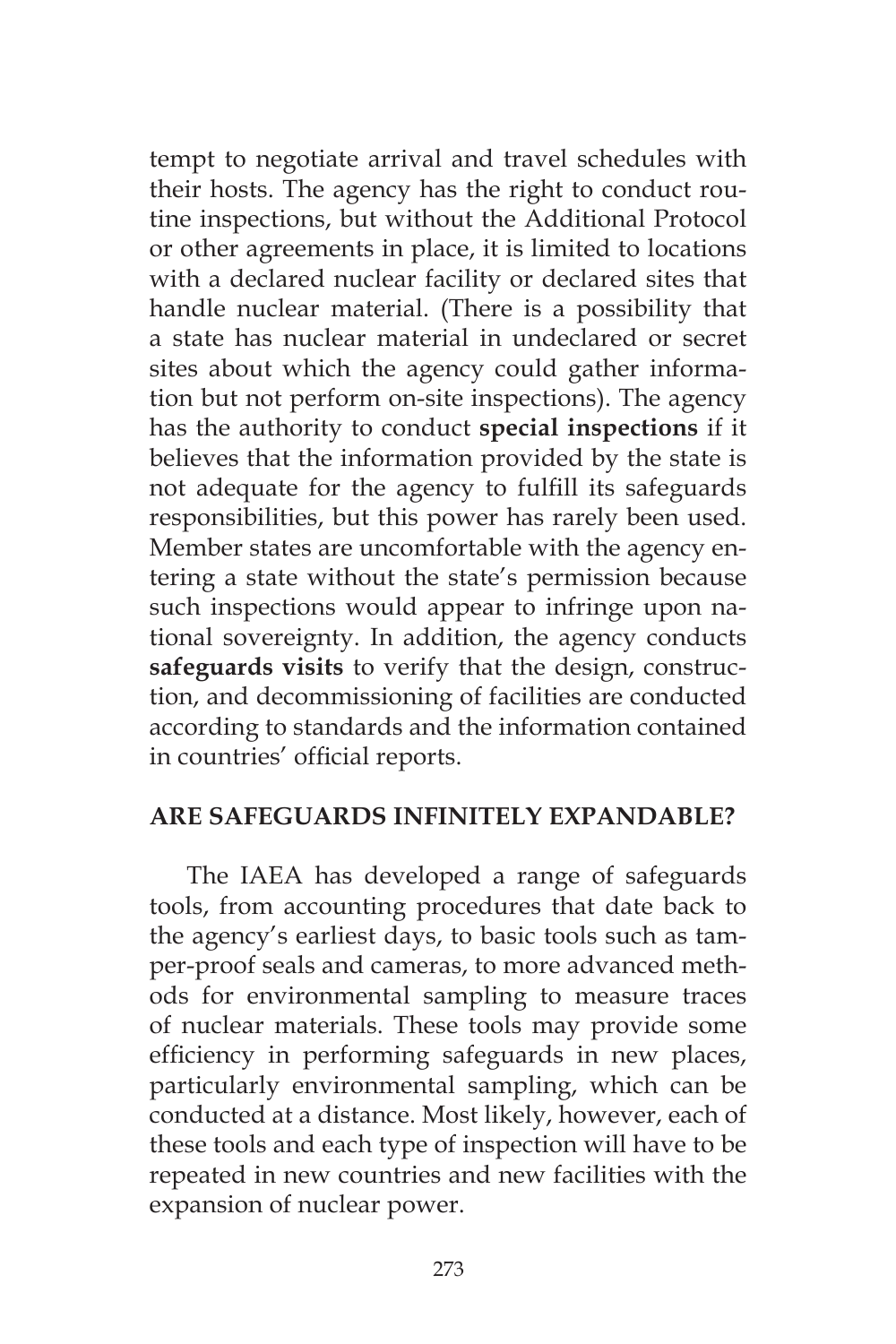tempt to negotiate arrival and travel schedules with their hosts. The agency has the right to conduct routine inspections, but without the Additional Protocol or other agreements in place, it is limited to locations with a declared nuclear facility or declared sites that handle nuclear material. (There is a possibility that a state has nuclear material in undeclared or secret sites about which the agency could gather information but not perform on-site inspections). The agency has the authority to conduct **special inspections** if it believes that the information provided by the state is not adequate for the agency to fulfill its safeguards responsibilities, but this power has rarely been used. Member states are uncomfortable with the agency entering a state without the state's permission because such inspections would appear to infringe upon national sovereignty. In addition, the agency conducts **safeguards visits** to verify that the design, construction, and decommissioning of facilities are conducted according to standards and the information contained in countries' official reports.

## ARE SAFEGUARDS INFINITELY EXPANDABLE?

The IAEA has developed a range of safeguards tools, from accounting procedures that date back to the agency's earliest days, to basic tools such as tamper-proof seals and cameras, to more advanced methods for environmental sampling to measure traces of nuclear materials. These tools may provide some efficiency in performing safeguards in new places, particularly environmental sampling, which can be conducted at a distance. Most likely, however, each of these tools and each type of inspection will have to be repeated in new countries and new facilities with the expansion of nuclear power.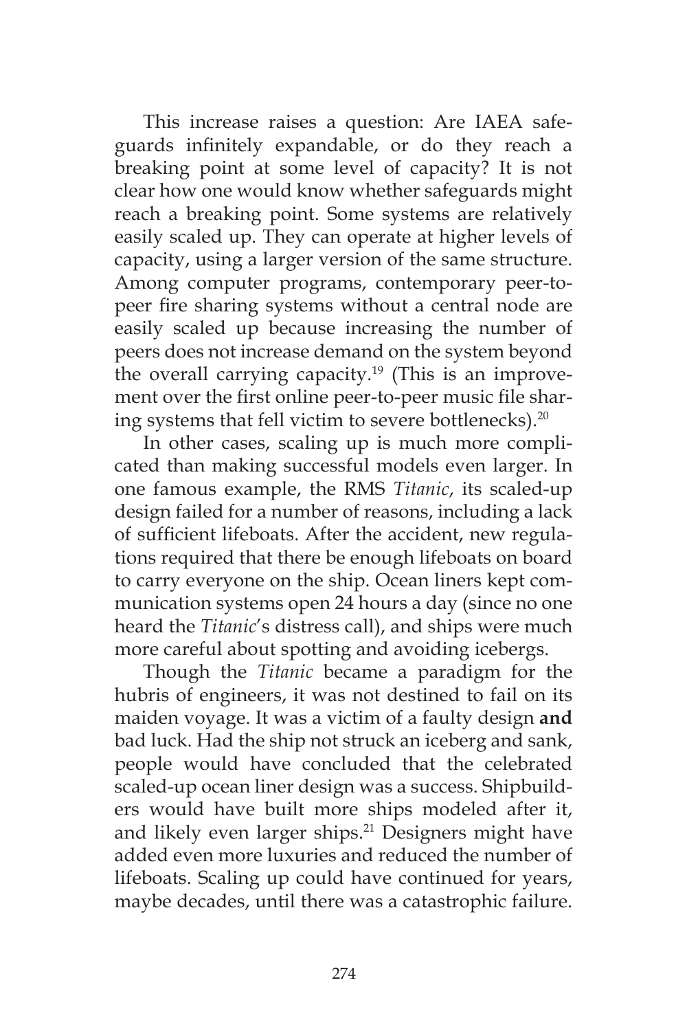This increase raises a question: Are IAEA safeguards infinitely expandable, or do they reach a breaking point at some level of capacity? It is not clear how one would know whether safeguards might reach a breaking point. Some systems are relatively easily scaled up. They can operate at higher levels of capacity, using a larger version of the same structure. Among computer programs, contemporary peer-to-peer fire sharing systems without a central node are easily scaled up because increasing the number of peers does not increase demand on the system beyond the overall carrying capacity.[19] (This is an improvement over the first online peer-to-peer music file sharing systems that fell victim to severe bottlenecks).[20]

In other cases, scaling up is much more complicated than making successful models even larger. In one famous example, the RMS *Titanic*, its scaled-up design failed for a number of reasons, including a lack of sufficient lifeboats. After the accident, new regulations required that there be enough lifeboats on board to carry everyone on the ship. Ocean liners kept communication systems open 24 hours a day (since no one heard the *Titanic*'s distress call), and ships were much more careful about spotting and avoiding icebergs.

Though the *Titanic* became a paradigm for the hubris of engineers, it was not destined to fail on its maiden voyage. It was a victim of a faulty design **and** bad luck. Had the ship not struck an iceberg and sank, people would have concluded that the celebrated scaled-up ocean liner design was a success. Shipbuilders would have built more ships modeled after it, and likely even larger ships.[21] Designers might have added even more luxuries and reduced the number of lifeboats. Scaling up could have continued for years, maybe decades, until there was a catastrophic failure.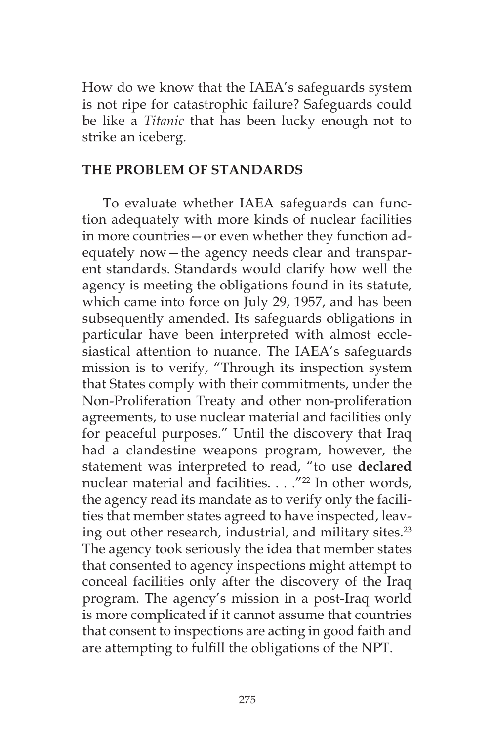How do we know that the IAEA's safeguards system is not ripe for catastrophic failure? Safeguards could be like a *Titanic* that has been lucky enough not to strike an iceberg.

## THE PROBLEM OF STANDARDS

To evaluate whether IAEA safeguards can function adequately with more kinds of nuclear facilities in more countries—or even whether they function adequately now—the agency needs clear and transparent standards. Standards would clarify how well the agency is meeting the obligations found in its statute, which came into force on July 29, 1957, and has been subsequently amended. Its safeguards obligations in particular have been interpreted with almost ecclesiastical attention to nuance. The IAEA's safeguards mission is to verify, "Through its inspection system that States comply with their commitments, under the Non-Proliferation Treaty and other non-proliferation agreements, to use nuclear material and facilities only for peaceful purposes." Until the discovery that Iraq had a clandestine weapons program, however, the statement was interpreted to read, "to use **declared** nuclear material and facilities. . . ."[22] In other words, the agency read its mandate as to verify only the facilities that member states agreed to have inspected, leaving out other research, industrial, and military sites.[23] The agency took seriously the idea that member states that consented to agency inspections might attempt to conceal facilities only after the discovery of the Iraq program. The agency's mission in a post-Iraq world is more complicated if it cannot assume that countries that consent to inspections are acting in good faith and are attempting to fulfill the obligations of the NPT.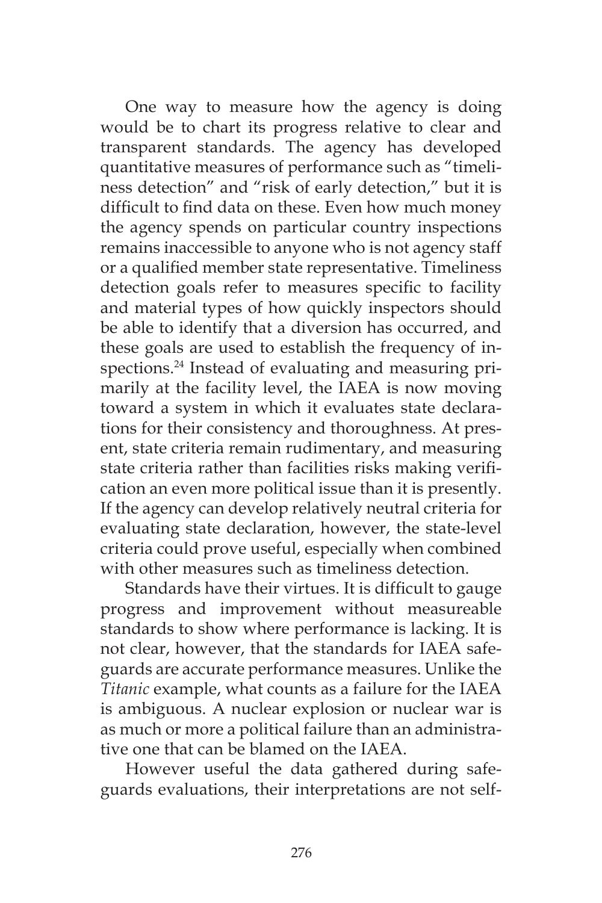One way to measure how the agency is doing would be to chart its progress relative to clear and transparent standards. The agency has developed quantitative measures of performance such as "timeliness detection" and "risk of early detection," but it is difficult to find data on these. Even how much money the agency spends on particular country inspections remains inaccessible to anyone who is not agency staff or a qualified member state representative. Timeliness detection goals refer to measures specific to facility and material types of how quickly inspectors should be able to identify that a diversion has occurred, and these goals are used to establish the frequency of inspections.[24] Instead of evaluating and measuring primarily at the facility level, the IAEA is now moving toward a system in which it evaluates state declarations for their consistency and thoroughness. At present, state criteria remain rudimentary, and measuring state criteria rather than facilities risks making verification an even more political issue than it is presently. If the agency can develop relatively neutral criteria for evaluating state declaration, however, the state-level criteria could prove useful, especially when combined with other measures such as timeliness detection.

Standards have their virtues. It is difficult to gauge progress and improvement without measureable standards to show where performance is lacking. It is not clear, however, that the standards for IAEA safeguards are accurate performance measures. Unlike the *Titanic* example, what counts as a failure for the IAEA is ambiguous. A nuclear explosion or nuclear war is as much or more a political failure than an administrative one that can be blamed on the IAEA.

However useful the data gathered during safeguards evaluations, their interpretations are not self-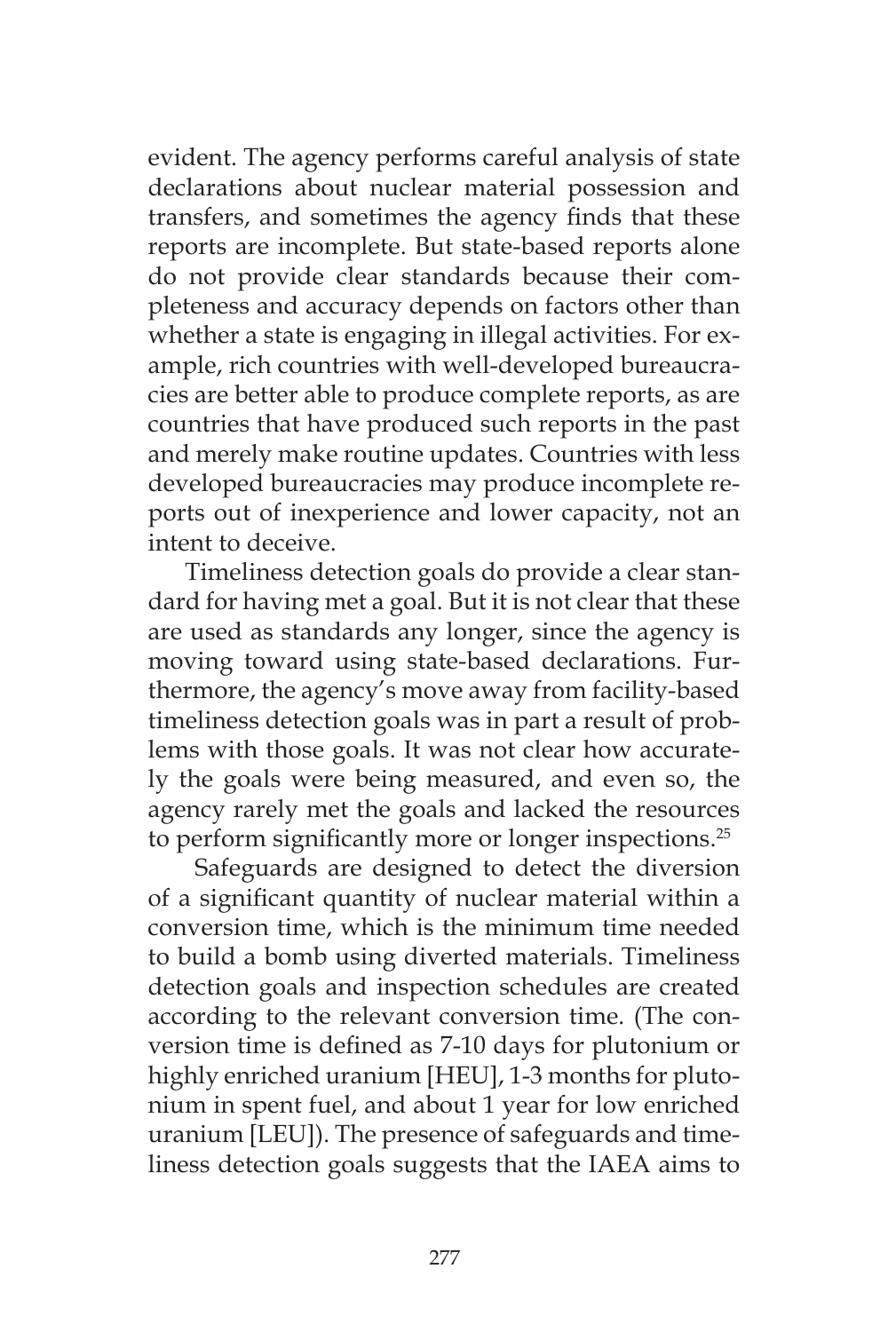evident. The agency performs careful analysis of state declarations about nuclear material possession and transfers, and sometimes the agency finds that these reports are incomplete. But state-based reports alone do not provide clear standards because their completeness and accuracy depends on factors other than whether a state is engaging in illegal activities. For example, rich countries with well-developed bureaucracies are better able to produce complete reports, as are countries that have produced such reports in the past and merely make routine updates. Countries with less developed bureaucracies may produce incomplete reports out of inexperience and lower capacity, not an intent to deceive.

Timeliness detection goals do provide a clear standard for having met a goal. But it is not clear that these are used as standards any longer, since the agency is moving toward using state-based declarations. Furthermore, the agency's move away from facility-based timeliness detection goals was in part a result of problems with those goals. It was not clear how accurately the goals were being measured, and even so, the agency rarely met the goals and lacked the resources to perform significantly more or longer inspections.[25]

Safeguards are designed to detect the diversion of a significant quantity of nuclear material within a conversion time, which is the minimum time needed to build a bomb using diverted materials. Timeliness detection goals and inspection schedules are created according to the relevant conversion time. (The conversion time is defined as 7-10 days for plutonium or highly enriched uranium [HEU], 1-3 months for plutonium in spent fuel, and about 1 year for low enriched uranium [LEU]). The presence of safeguards and timeliness detection goals suggests that the IAEA aims to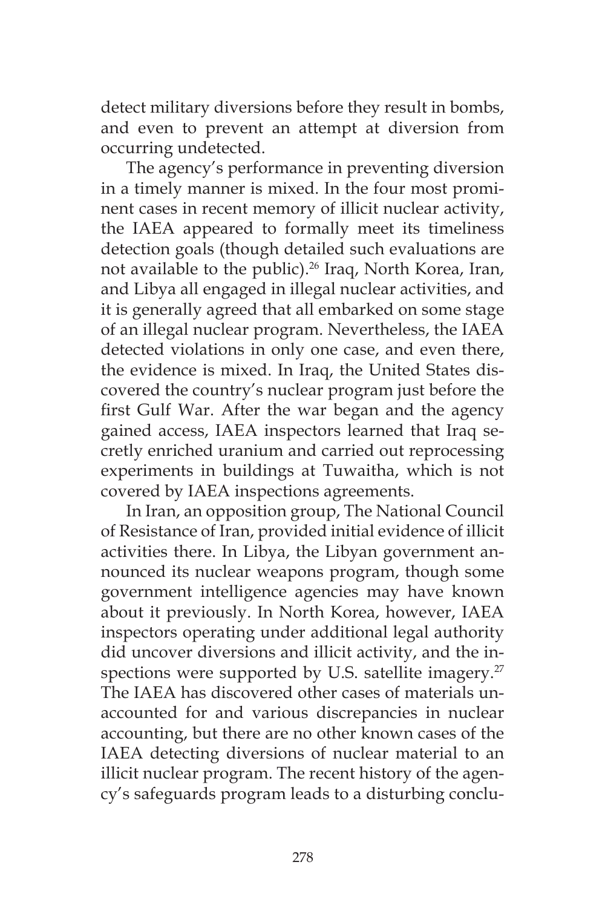detect military diversions before they result in bombs, and even to prevent an attempt at diversion from occurring undetected.

The agency's performance in preventing diversion in a timely manner is mixed. In the four most prominent cases in recent memory of illicit nuclear activity, the IAEA appeared to formally meet its timeliness detection goals (though detailed such evaluations are not available to the public).[26] Iraq, North Korea, Iran, and Libya all engaged in illegal nuclear activities, and it is generally agreed that all embarked on some stage of an illegal nuclear program. Nevertheless, the IAEA detected violations in only one case, and even there, the evidence is mixed. In Iraq, the United States discovered the country's nuclear program just before the first Gulf War. After the war began and the agency gained access, IAEA inspectors learned that Iraq secretly enriched uranium and carried out reprocessing experiments in buildings at Tuwaitha, which is not covered by IAEA inspections agreements.

In Iran, an opposition group, The National Council of Resistance of Iran, provided initial evidence of illicit activities there. In Libya, the Libyan government announced its nuclear weapons program, though some government intelligence agencies may have known about it previously. In North Korea, however, IAEA inspectors operating under additional legal authority did uncover diversions and illicit activity, and the inspections were supported by U.S. satellite imagery.[27] The IAEA has discovered other cases of materials unaccounted for and various discrepancies in nuclear accounting, but there are no other known cases of the IAEA detecting diversions of nuclear material to an illicit nuclear program. The recent history of the agency's safeguards program leads to a disturbing conclu-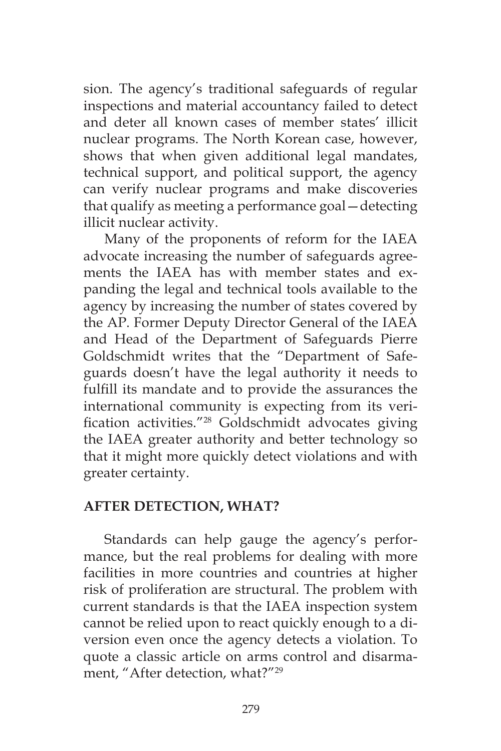sion. The agency's traditional safeguards of regular inspections and material accountancy failed to detect and deter all known cases of member states' illicit nuclear programs. The North Korean case, however, shows that when given additional legal mandates, technical support, and political support, the agency can verify nuclear programs and make discoveries that qualify as meeting a performance goal—detecting illicit nuclear activity.

Many of the proponents of reform for the IAEA advocate increasing the number of safeguards agreements the IAEA has with member states and expanding the legal and technical tools available to the agency by increasing the number of states covered by the AP. Former Deputy Director General of the IAEA and Head of the Department of Safeguards Pierre Goldschmidt writes that the "Department of Safeguards doesn't have the legal authority it needs to fulfill its mandate and to provide the assurances the international community is expecting from its verification activities."[28] Goldschmidt advocates giving the IAEA greater authority and better technology so that it might more quickly detect violations and with greater certainty.

## AFTER DETECTION, WHAT?

Standards can help gauge the agency's performance, but the real problems for dealing with more facilities in more countries and countries at higher risk of proliferation are structural. The problem with current standards is that the IAEA inspection system cannot be relied upon to react quickly enough to a diversion even once the agency detects a violation. To quote a classic article on arms control and disarmament, "After detection, what?"[29]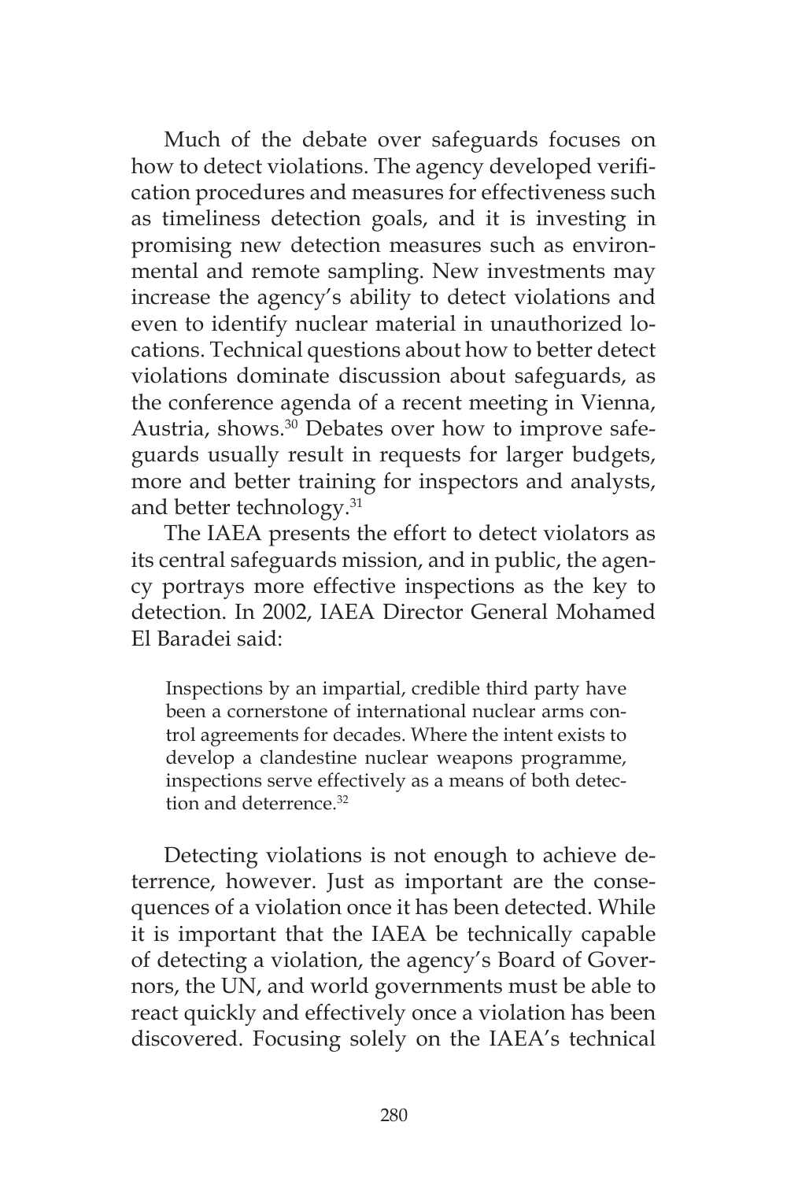Much of the debate over safeguards focuses on how to detect violations. The agency developed verification procedures and measures for effectiveness such as timeliness detection goals, and it is investing in promising new detection measures such as environmental and remote sampling. New investments may increase the agency's ability to detect violations and even to identify nuclear material in unauthorized locations. Technical questions about how to better detect violations dominate discussion about safeguards, as the conference agenda of a recent meeting in Vienna, Austria, shows.[30] Debates over how to improve safeguards usually result in requests for larger budgets, more and better training for inspectors and analysts, and better technology.[31]

The IAEA presents the effort to detect violators as its central safeguards mission, and in public, the agency portrays more effective inspections as the key to detection. In 2002, IAEA Director General Mohamed El Baradei said:

> Inspections by an impartial, credible third party have been a cornerstone of international nuclear arms control agreements for decades. Where the intent exists to develop a clandestine nuclear weapons programme, inspections serve effectively as a means of both detection and deterrence.[32]

Detecting violations is not enough to achieve deterrence, however. Just as important are the consequences of a violation once it has been detected. While it is important that the IAEA be technically capable of detecting a violation, the agency's Board of Governors, the UN, and world governments must be able to react quickly and effectively once a violation has been discovered. Focusing solely on the IAEA's technical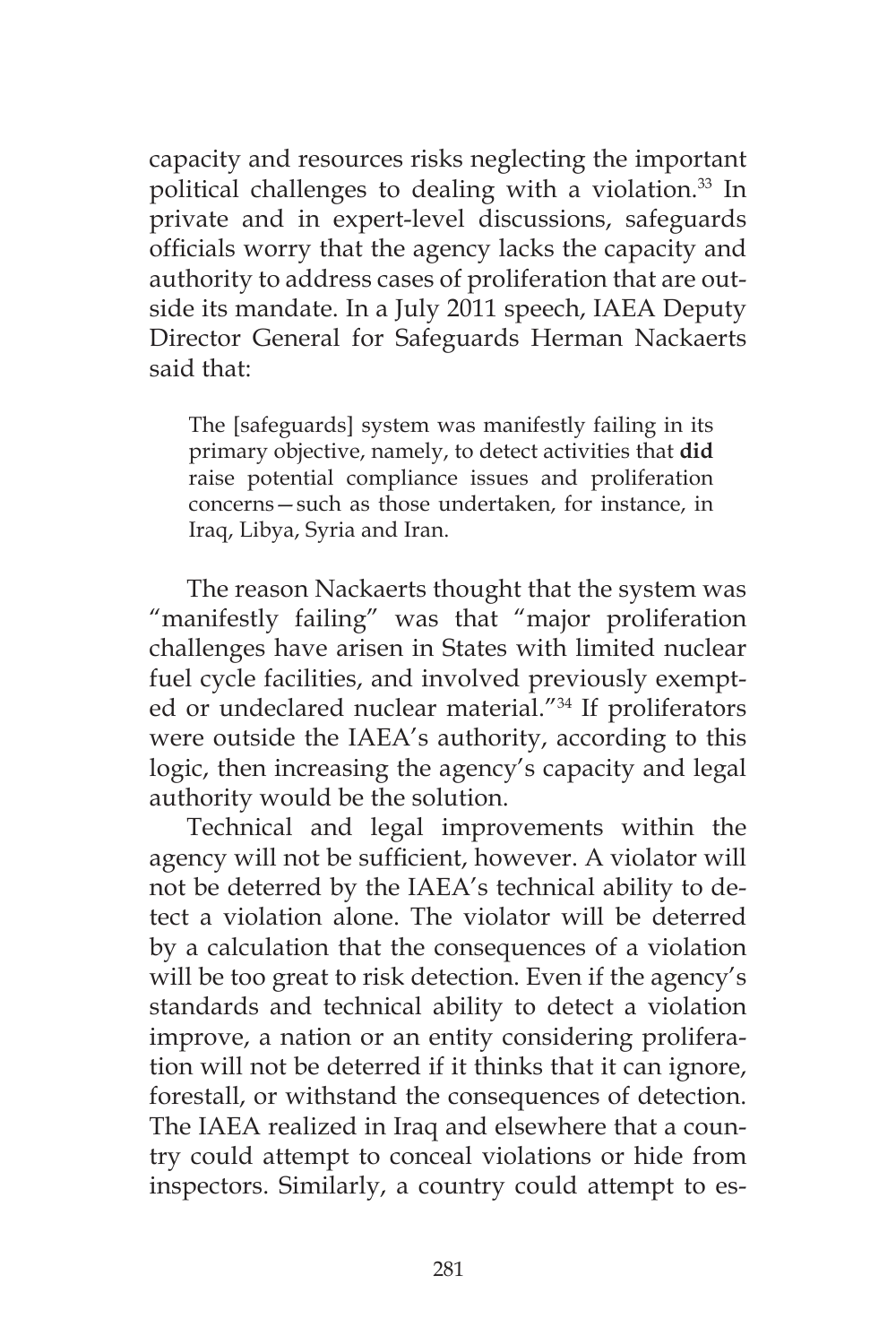capacity and resources risks neglecting the important political challenges to dealing with a violation.[33] In private and in expert-level discussions, safeguards officials worry that the agency lacks the capacity and authority to address cases of proliferation that are outside its mandate. In a July 2011 speech, IAEA Deputy Director General for Safeguards Herman Nackaerts said that:

> The [safeguards] system was manifestly failing in its primary objective, namely, to detect activities that **did** raise potential compliance issues and proliferation concerns—such as those undertaken, for instance, in Iraq, Libya, Syria and Iran.

The reason Nackaerts thought that the system was "manifestly failing" was that "major proliferation challenges have arisen in States with limited nuclear fuel cycle facilities, and involved previously exempted or undeclared nuclear material."[34] If proliferators were outside the IAEA's authority, according to this logic, then increasing the agency's capacity and legal authority would be the solution.

Technical and legal improvements within the agency will not be sufficient, however. A violator will not be deterred by the IAEA's technical ability to detect a violation alone. The violator will be deterred by a calculation that the consequences of a violation will be too great to risk detection. Even if the agency's standards and technical ability to detect a violation improve, a nation or an entity considering proliferation will not be deterred if it thinks that it can ignore, forestall, or withstand the consequences of detection. The IAEA realized in Iraq and elsewhere that a country could attempt to conceal violations or hide from inspectors. Similarly, a country could attempt to es-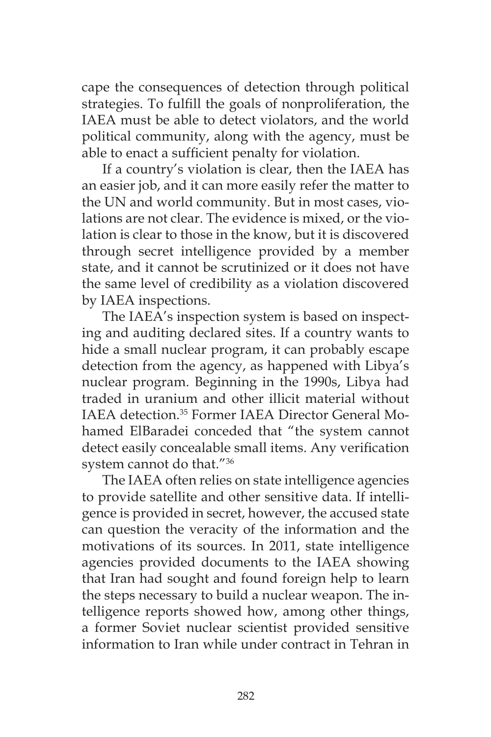cape the consequences of detection through political strategies. To fulfill the goals of nonproliferation, the IAEA must be able to detect violators, and the world political community, along with the agency, must be able to enact a sufficient penalty for violation.

If a country's violation is clear, then the IAEA has an easier job, and it can more easily refer the matter to the UN and world community. But in most cases, violations are not clear. The evidence is mixed, or the violation is clear to those in the know, but it is discovered through secret intelligence provided by a member state, and it cannot be scrutinized or it does not have the same level of credibility as a violation discovered by IAEA inspections.

The IAEA's inspection system is based on inspecting and auditing declared sites. If a country wants to hide a small nuclear program, it can probably escape detection from the agency, as happened with Libya's nuclear program. Beginning in the 1990s, Libya had traded in uranium and other illicit material without IAEA detection.[35] Former IAEA Director General Mohamed ElBaradei conceded that "the system cannot detect easily concealable small items. Any verification system cannot do that."[36]

The IAEA often relies on state intelligence agencies to provide satellite and other sensitive data. If intelligence is provided in secret, however, the accused state can question the veracity of the information and the motivations of its sources. In 2011, state intelligence agencies provided documents to the IAEA showing that Iran had sought and found foreign help to learn the steps necessary to build a nuclear weapon. The intelligence reports showed how, among other things, a former Soviet nuclear scientist provided sensitive information to Iran while under contract in Tehran in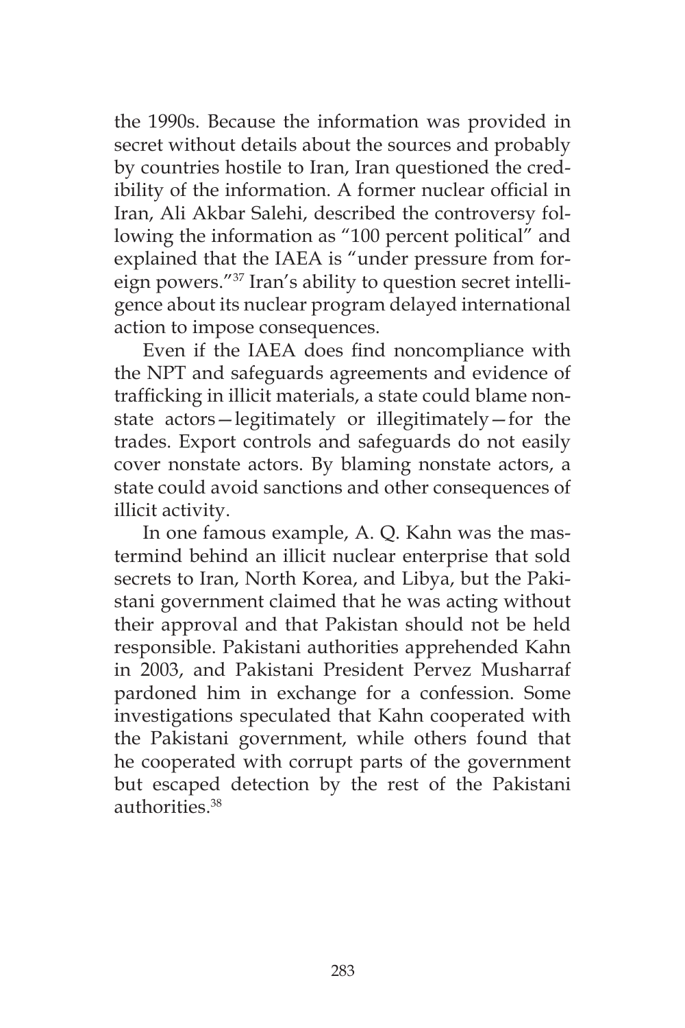the 1990s. Because the information was provided in secret without details about the sources and probably by countries hostile to Iran, Iran questioned the credibility of the information. A former nuclear official in Iran, Ali Akbar Salehi, described the controversy following the information as "100 percent political" and explained that the IAEA is "under pressure from foreign powers."[37] Iran's ability to question secret intelligence about its nuclear program delayed international action to impose consequences.

Even if the IAEA does find noncompliance with the NPT and safeguards agreements and evidence of trafficking in illicit materials, a state could blame nonstate actors—legitimately or illegitimately—for the trades. Export controls and safeguards do not easily cover nonstate actors. By blaming nonstate actors, a state could avoid sanctions and other consequences of illicit activity.

In one famous example, A. Q. Kahn was the mastermind behind an illicit nuclear enterprise that sold secrets to Iran, North Korea, and Libya, but the Pakistani government claimed that he was acting without their approval and that Pakistan should not be held responsible. Pakistani authorities apprehended Kahn in 2003, and Pakistani President Pervez Musharraf pardoned him in exchange for a confession. Some investigations speculated that Kahn cooperated with the Pakistani government, while others found that he cooperated with corrupt parts of the government but escaped detection by the rest of the Pakistani authorities.[38]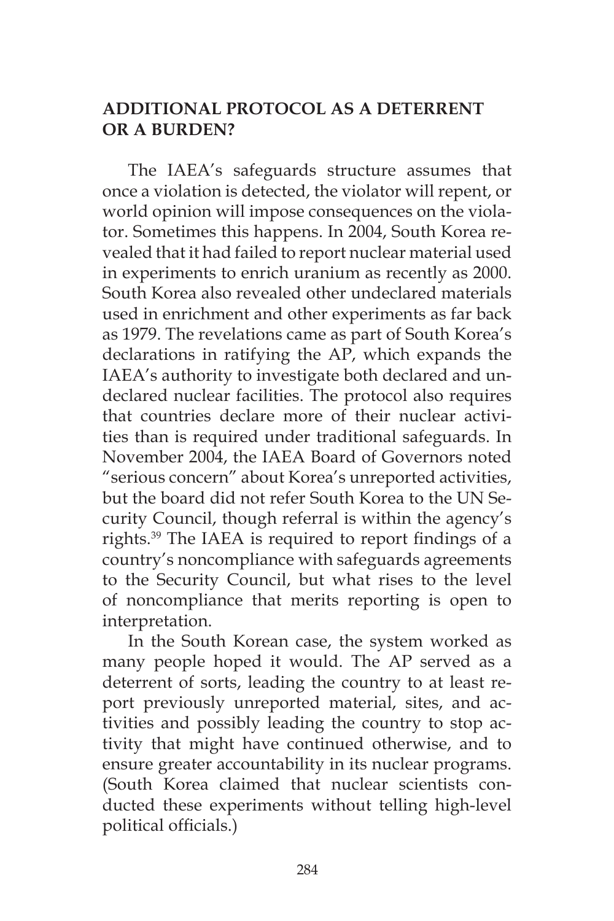## ADDITIONAL PROTOCOL AS A DETERRENT OR A BURDEN?

The IAEA's safeguards structure assumes that once a violation is detected, the violator will repent, or world opinion will impose consequences on the violator. Sometimes this happens. In 2004, South Korea revealed that it had failed to report nuclear material used in experiments to enrich uranium as recently as 2000. South Korea also revealed other undeclared materials used in enrichment and other experiments as far back as 1979. The revelations came as part of South Korea's declarations in ratifying the AP, which expands the IAEA's authority to investigate both declared and undeclared nuclear facilities. The protocol also requires that countries declare more of their nuclear activities than is required under traditional safeguards. In November 2004, the IAEA Board of Governors noted "serious concern" about Korea's unreported activities, but the board did not refer South Korea to the UN Security Council, though referral is within the agency's rights.[39] The IAEA is required to report findings of a country's noncompliance with safeguards agreements to the Security Council, but what rises to the level of noncompliance that merits reporting is open to interpretation.

In the South Korean case, the system worked as many people hoped it would. The AP served as a deterrent of sorts, leading the country to at least report previously unreported material, sites, and activities and possibly leading the country to stop activity that might have continued otherwise, and to ensure greater accountability in its nuclear programs. (South Korea claimed that nuclear scientists conducted these experiments without telling high-level political officials.)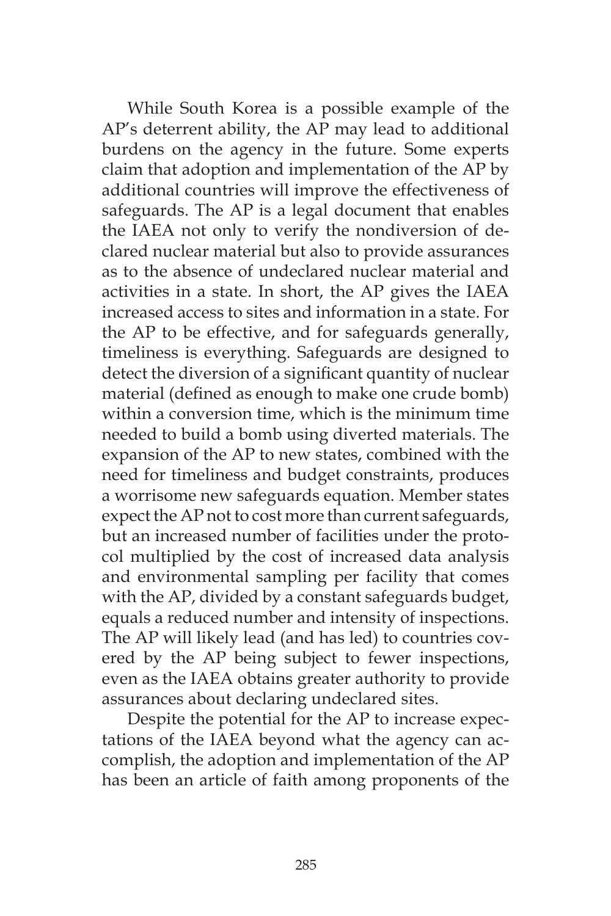While South Korea is a possible example of the AP's deterrent ability, the AP may lead to additional burdens on the agency in the future. Some experts claim that adoption and implementation of the AP by additional countries will improve the effectiveness of safeguards. The AP is a legal document that enables the IAEA not only to verify the nondiversion of declared nuclear material but also to provide assurances as to the absence of undeclared nuclear material and activities in a state. In short, the AP gives the IAEA increased access to sites and information in a state. For the AP to be effective, and for safeguards generally, timeliness is everything. Safeguards are designed to detect the diversion of a significant quantity of nuclear material (defined as enough to make one crude bomb) within a conversion time, which is the minimum time needed to build a bomb using diverted materials. The expansion of the AP to new states, combined with the need for timeliness and budget constraints, produces a worrisome new safeguards equation. Member states expect the AP not to cost more than current safeguards, but an increased number of facilities under the protocol multiplied by the cost of increased data analysis and environmental sampling per facility that comes with the AP, divided by a constant safeguards budget, equals a reduced number and intensity of inspections. The AP will likely lead (and has led) to countries covered by the AP being subject to fewer inspections, even as the IAEA obtains greater authority to provide assurances about declaring undeclared sites.

Despite the potential for the AP to increase expectations of the IAEA beyond what the agency can accomplish, the adoption and implementation of the AP has been an article of faith among proponents of the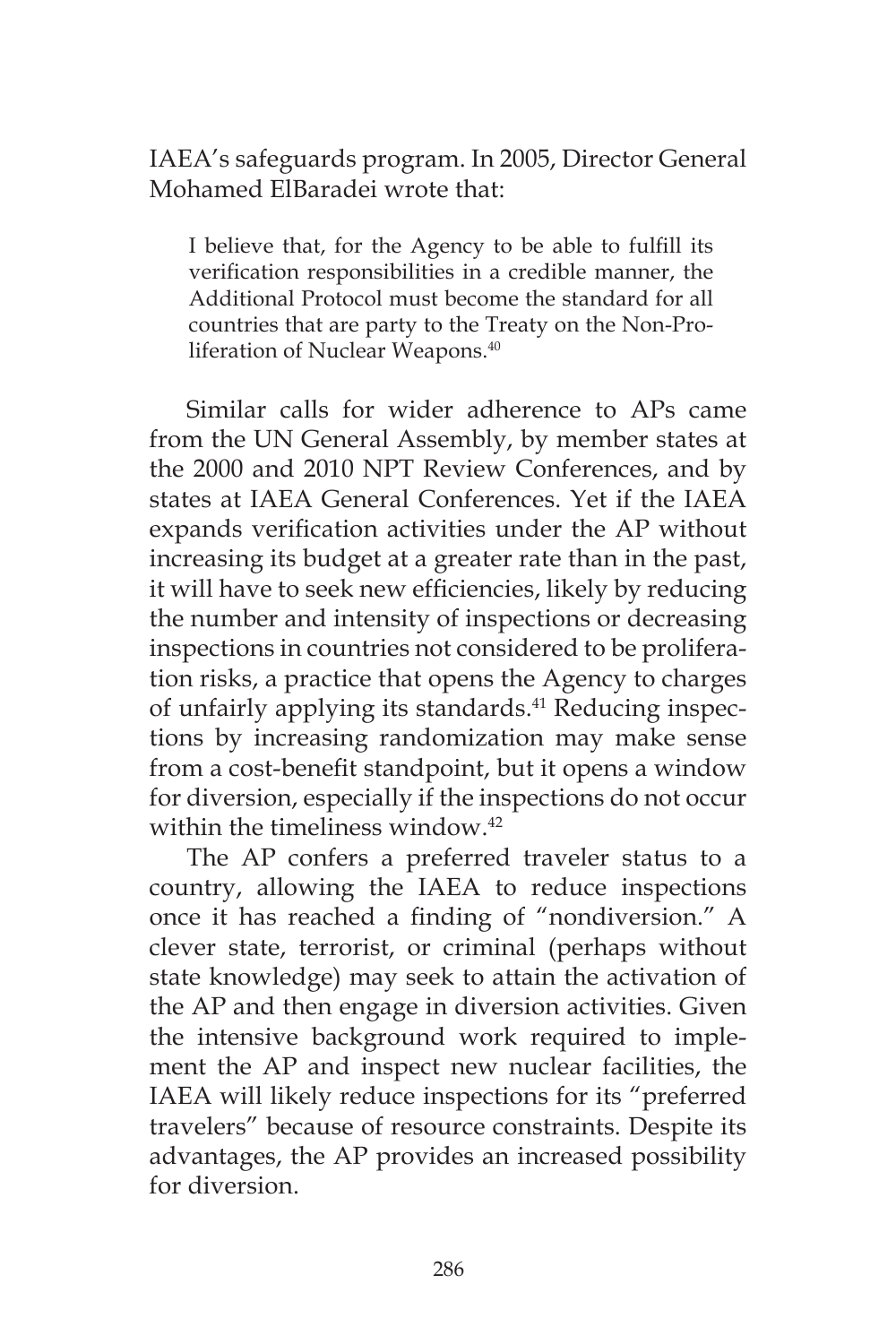IAEA's safeguards program. In 2005, Director General Mohamed ElBaradei wrote that:

> I believe that, for the Agency to be able to fulfill its verification responsibilities in a credible manner, the Additional Protocol must become the standard for all countries that are party to the Treaty on the Non-Proliferation of Nuclear Weapons.[40]

Similar calls for wider adherence to APs came from the UN General Assembly, by member states at the 2000 and 2010 NPT Review Conferences, and by states at IAEA General Conferences. Yet if the IAEA expands verification activities under the AP without increasing its budget at a greater rate than in the past, it will have to seek new efficiencies, likely by reducing the number and intensity of inspections or decreasing inspections in countries not considered to be proliferation risks, a practice that opens the Agency to charges of unfairly applying its standards.[41] Reducing inspections by increasing randomization may make sense from a cost-benefit standpoint, but it opens a window for diversion, especially if the inspections do not occur within the timeliness window.[42]

The AP confers a preferred traveler status to a country, allowing the IAEA to reduce inspections once it has reached a finding of "nondiversion." A clever state, terrorist, or criminal (perhaps without state knowledge) may seek to attain the activation of the AP and then engage in diversion activities. Given the intensive background work required to implement the AP and inspect new nuclear facilities, the IAEA will likely reduce inspections for its "preferred travelers" because of resource constraints. Despite its advantages, the AP provides an increased possibility for diversion.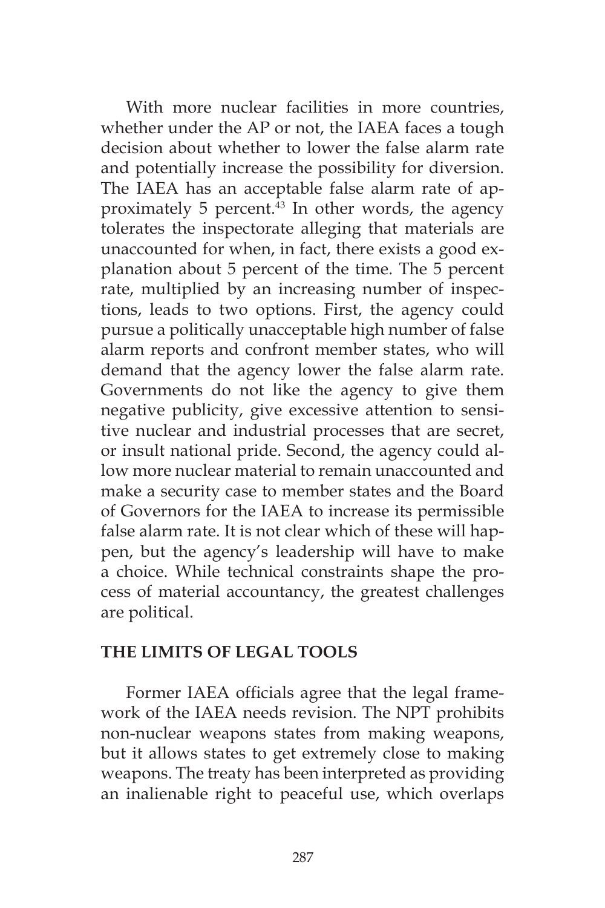With more nuclear facilities in more countries, whether under the AP or not, the IAEA faces a tough decision about whether to lower the false alarm rate and potentially increase the possibility for diversion. The IAEA has an acceptable false alarm rate of approximately 5 percent.[43] In other words, the agency tolerates the inspectorate alleging that materials are unaccounted for when, in fact, there exists a good explanation about 5 percent of the time. The 5 percent rate, multiplied by an increasing number of inspections, leads to two options. First, the agency could pursue a politically unacceptable high number of false alarm reports and confront member states, who will demand that the agency lower the false alarm rate. Governments do not like the agency to give them negative publicity, give excessive attention to sensitive nuclear and industrial processes that are secret, or insult national pride. Second, the agency could allow more nuclear material to remain unaccounted and make a security case to member states and the Board of Governors for the IAEA to increase its permissible false alarm rate. It is not clear which of these will happen, but the agency's leadership will have to make a choice. While technical constraints shape the process of material accountancy, the greatest challenges are political.

## THE LIMITS OF LEGAL TOOLS

Former IAEA officials agree that the legal framework of the IAEA needs revision. The NPT prohibits non-nuclear weapons states from making weapons, but it allows states to get extremely close to making weapons. The treaty has been interpreted as providing an inalienable right to peaceful use, which overlaps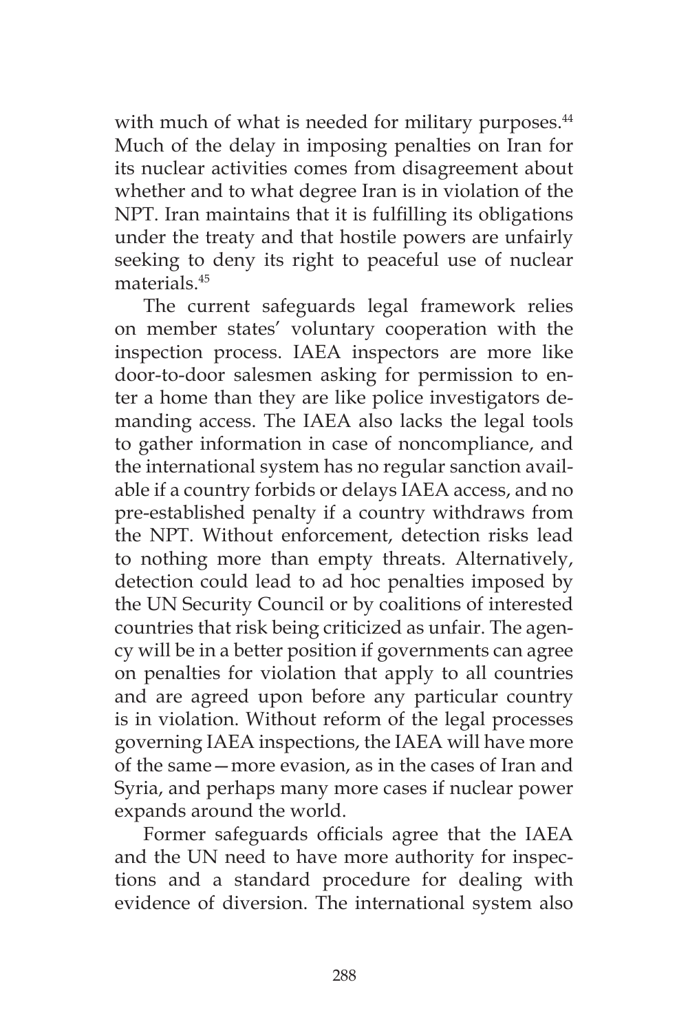with much of what is needed for military purposes.[44] Much of the delay in imposing penalties on Iran for its nuclear activities comes from disagreement about whether and to what degree Iran is in violation of the NPT. Iran maintains that it is fulfilling its obligations under the treaty and that hostile powers are unfairly seeking to deny its right to peaceful use of nuclear materials.[45]

The current safeguards legal framework relies on member states' voluntary cooperation with the inspection process. IAEA inspectors are more like door-to-door salesmen asking for permission to enter a home than they are like police investigators demanding access. The IAEA also lacks the legal tools to gather information in case of noncompliance, and the international system has no regular sanction available if a country forbids or delays IAEA access, and no pre-established penalty if a country withdraws from the NPT. Without enforcement, detection risks lead to nothing more than empty threats. Alternatively, detection could lead to ad hoc penalties imposed by the UN Security Council or by coalitions of interested countries that risk being criticized as unfair. The agency will be in a better position if governments can agree on penalties for violation that apply to all countries and are agreed upon before any particular country is in violation. Without reform of the legal processes governing IAEA inspections, the IAEA will have more of the same—more evasion, as in the cases of Iran and Syria, and perhaps many more cases if nuclear power expands around the world.

Former safeguards officials agree that the IAEA and the UN need to have more authority for inspections and a standard procedure for dealing with evidence of diversion. The international system also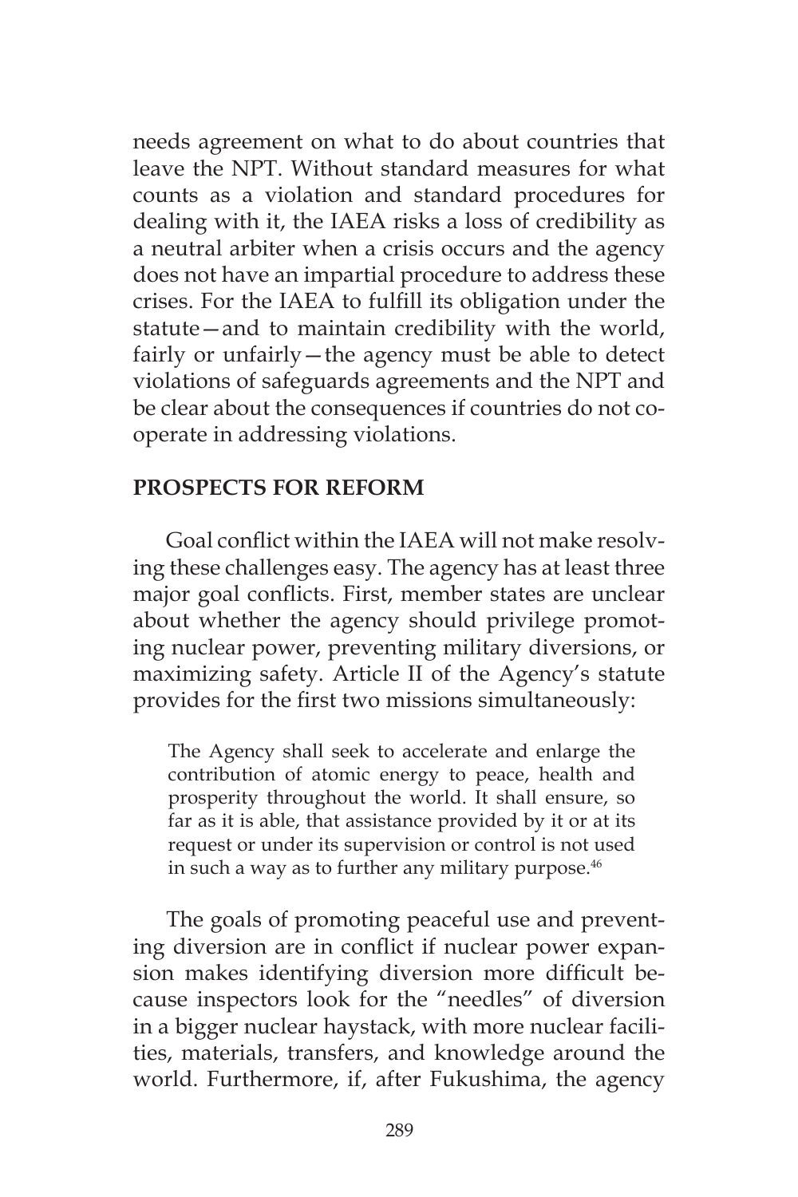needs agreement on what to do about countries that leave the NPT. Without standard measures for what counts as a violation and standard procedures for dealing with it, the IAEA risks a loss of credibility as a neutral arbiter when a crisis occurs and the agency does not have an impartial procedure to address these crises. For the IAEA to fulfill its obligation under the statute—and to maintain credibility with the world, fairly or unfairly—the agency must be able to detect violations of safeguards agreements and the NPT and be clear about the consequences if countries do not cooperate in addressing violations.

## PROSPECTS FOR REFORM

Goal conflict within the IAEA will not make resolving these challenges easy. The agency has at least three major goal conflicts. First, member states are unclear about whether the agency should privilege promoting nuclear power, preventing military diversions, or maximizing safety. Article II of the Agency's statute provides for the first two missions simultaneously:

> The Agency shall seek to accelerate and enlarge the contribution of atomic energy to peace, health and prosperity throughout the world. It shall ensure, so far as it is able, that assistance provided by it or at its request or under its supervision or control is not used in such a way as to further any military purpose.[46]

The goals of promoting peaceful use and preventing diversion are in conflict if nuclear power expansion makes identifying diversion more difficult because inspectors look for the "needles" of diversion in a bigger nuclear haystack, with more nuclear facilities, materials, transfers, and knowledge around the world. Furthermore, if, after Fukushima, the agency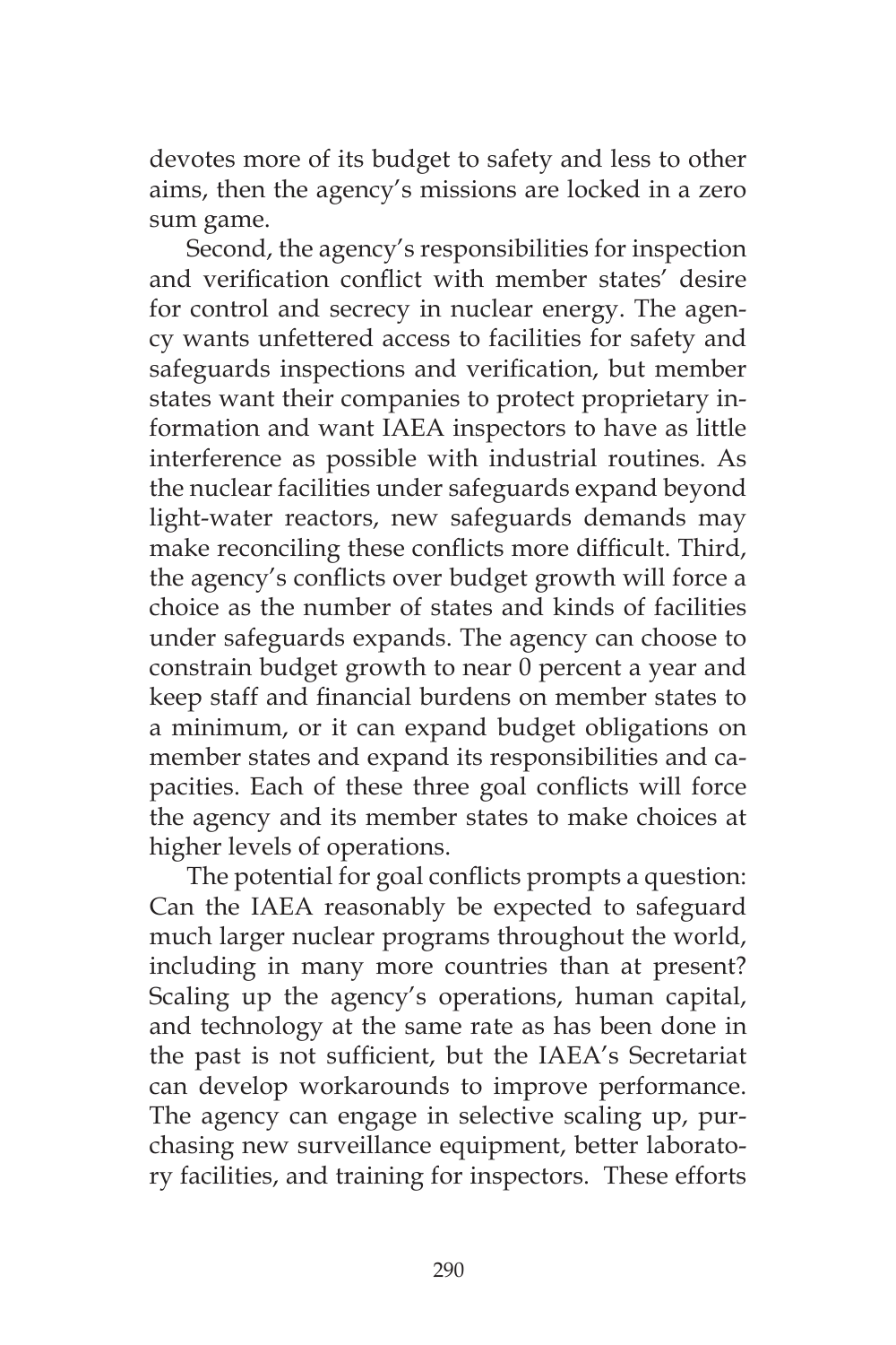devotes more of its budget to safety and less to other aims, then the agency's missions are locked in a zero sum game.

Second, the agency's responsibilities for inspection and verification conflict with member states' desire for control and secrecy in nuclear energy. The agency wants unfettered access to facilities for safety and safeguards inspections and verification, but member states want their companies to protect proprietary information and want IAEA inspectors to have as little interference as possible with industrial routines. As the nuclear facilities under safeguards expand beyond light-water reactors, new safeguards demands may make reconciling these conflicts more difficult. Third, the agency's conflicts over budget growth will force a choice as the number of states and kinds of facilities under safeguards expands. The agency can choose to constrain budget growth to near 0 percent a year and keep staff and financial burdens on member states to a minimum, or it can expand budget obligations on member states and expand its responsibilities and capacities. Each of these three goal conflicts will force the agency and its member states to make choices at higher levels of operations.

The potential for goal conflicts prompts a question: Can the IAEA reasonably be expected to safeguard much larger nuclear programs throughout the world, including in many more countries than at present? Scaling up the agency's operations, human capital, and technology at the same rate as has been done in the past is not sufficient, but the IAEA's Secretariat can develop workarounds to improve performance. The agency can engage in selective scaling up, purchasing new surveillance equipment, better laboratory facilities, and training for inspectors. These efforts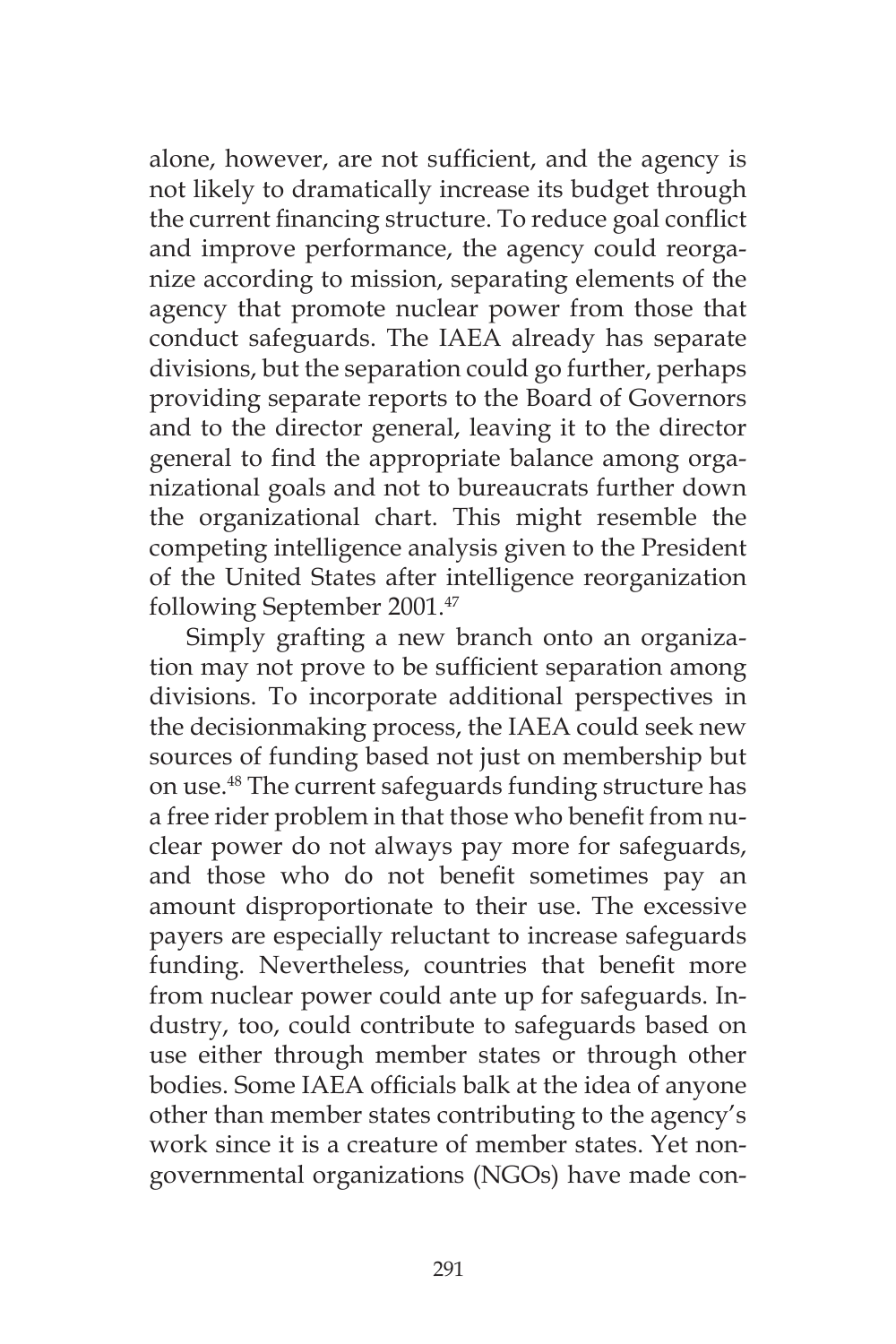alone, however, are not sufficient, and the agency is not likely to dramatically increase its budget through the current financing structure. To reduce goal conflict and improve performance, the agency could reorganize according to mission, separating elements of the agency that promote nuclear power from those that conduct safeguards. The IAEA already has separate divisions, but the separation could go further, perhaps providing separate reports to the Board of Governors and to the director general, leaving it to the director general to find the appropriate balance among organizational goals and not to bureaucrats further down the organizational chart. This might resemble the competing intelligence analysis given to the President of the United States after intelligence reorganization following September 2001.[47]

Simply grafting a new branch onto an organization may not prove to be sufficient separation among divisions. To incorporate additional perspectives in the decisionmaking process, the IAEA could seek new sources of funding based not just on membership but on use.[48] The current safeguards funding structure has a free rider problem in that those who benefit from nuclear power do not always pay more for safeguards, and those who do not benefit sometimes pay an amount disproportionate to their use. The excessive payers are especially reluctant to increase safeguards funding. Nevertheless, countries that benefit more from nuclear power could ante up for safeguards. Industry, too, could contribute to safeguards based on use either through member states or through other bodies. Some IAEA officials balk at the idea of anyone other than member states contributing to the agency's work since it is a creature of member states. Yet nongovernmental organizations (NGOs) have made con-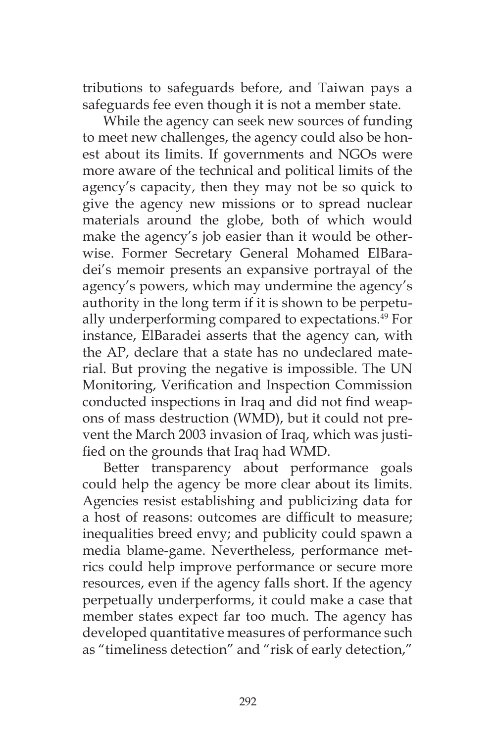tributions to safeguards before, and Taiwan pays a safeguards fee even though it is not a member state.

While the agency can seek new sources of funding to meet new challenges, the agency could also be honest about its limits. If governments and NGOs were more aware of the technical and political limits of the agency's capacity, then they may not be so quick to give the agency new missions or to spread nuclear materials around the globe, both of which would make the agency's job easier than it would be otherwise. Former Secretary General Mohamed ElBaradei's memoir presents an expansive portrayal of the agency's powers, which may undermine the agency's authority in the long term if it is shown to be perpetually underperforming compared to expectations.[49] For instance, ElBaradei asserts that the agency can, with the AP, declare that a state has no undeclared material. But proving the negative is impossible. The UN Monitoring, Verification and Inspection Commission conducted inspections in Iraq and did not find weapons of mass destruction (WMD), but it could not prevent the March 2003 invasion of Iraq, which was justified on the grounds that Iraq had WMD.

Better transparency about performance goals could help the agency be more clear about its limits. Agencies resist establishing and publicizing data for a host of reasons: outcomes are difficult to measure; inequalities breed envy; and publicity could spawn a media blame-game. Nevertheless, performance metrics could help improve performance or secure more resources, even if the agency falls short. If the agency perpetually underperforms, it could make a case that member states expect far too much. The agency has developed quantitative measures of performance such as "timeliness detection" and "risk of early detection,"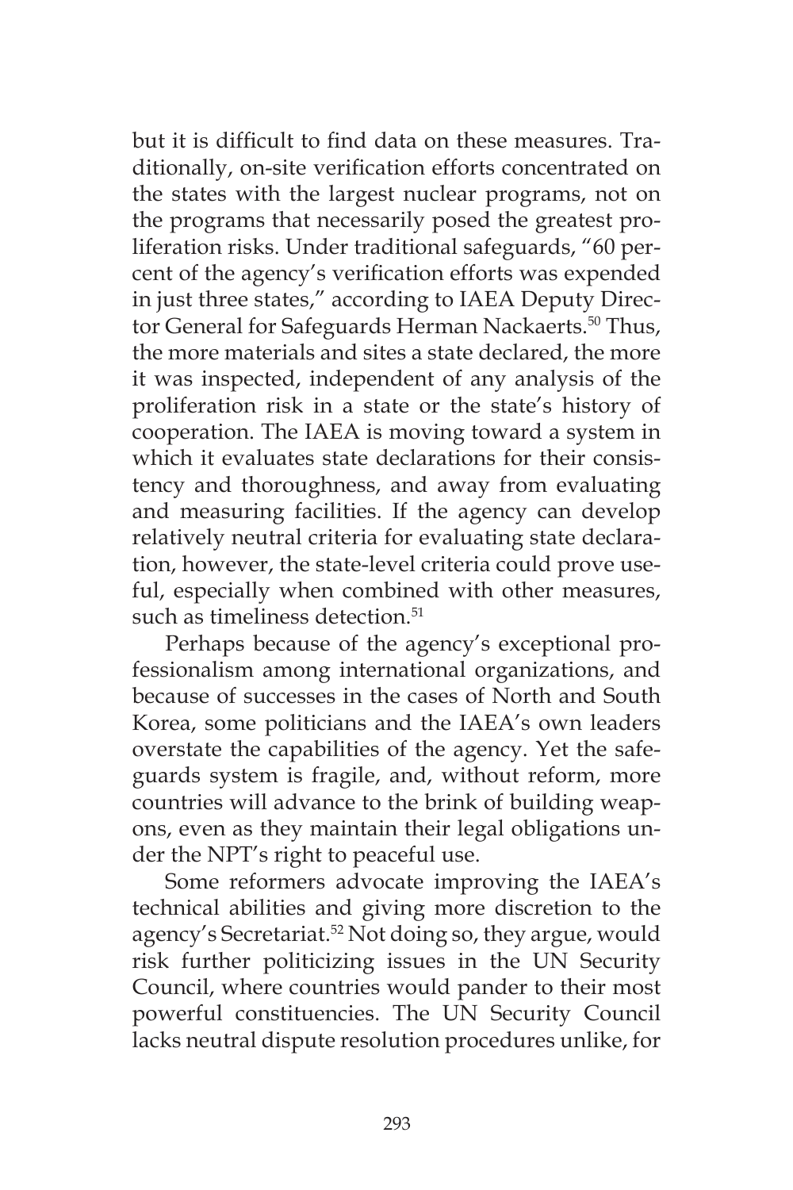but it is difficult to find data on these measures. Traditionally, on-site verification efforts concentrated on the states with the largest nuclear programs, not on the programs that necessarily posed the greatest proliferation risks. Under traditional safeguards, "60 percent of the agency's verification efforts was expended in just three states," according to IAEA Deputy Director General for Safeguards Herman Nackaerts.[50] Thus, the more materials and sites a state declared, the more it was inspected, independent of any analysis of the proliferation risk in a state or the state's history of cooperation. The IAEA is moving toward a system in which it evaluates state declarations for their consistency and thoroughness, and away from evaluating and measuring facilities. If the agency can develop relatively neutral criteria for evaluating state declaration, however, the state-level criteria could prove useful, especially when combined with other measures, such as timeliness detection.[51]

Perhaps because of the agency's exceptional professionalism among international organizations, and because of successes in the cases of North and South Korea, some politicians and the IAEA's own leaders overstate the capabilities of the agency. Yet the safeguards system is fragile, and, without reform, more countries will advance to the brink of building weapons, even as they maintain their legal obligations under the NPT's right to peaceful use.

Some reformers advocate improving the IAEA's technical abilities and giving more discretion to the agency's Secretariat.[52] Not doing so, they argue, would risk further politicizing issues in the UN Security Council, where countries would pander to their most powerful constituencies. The UN Security Council lacks neutral dispute resolution procedures unlike, for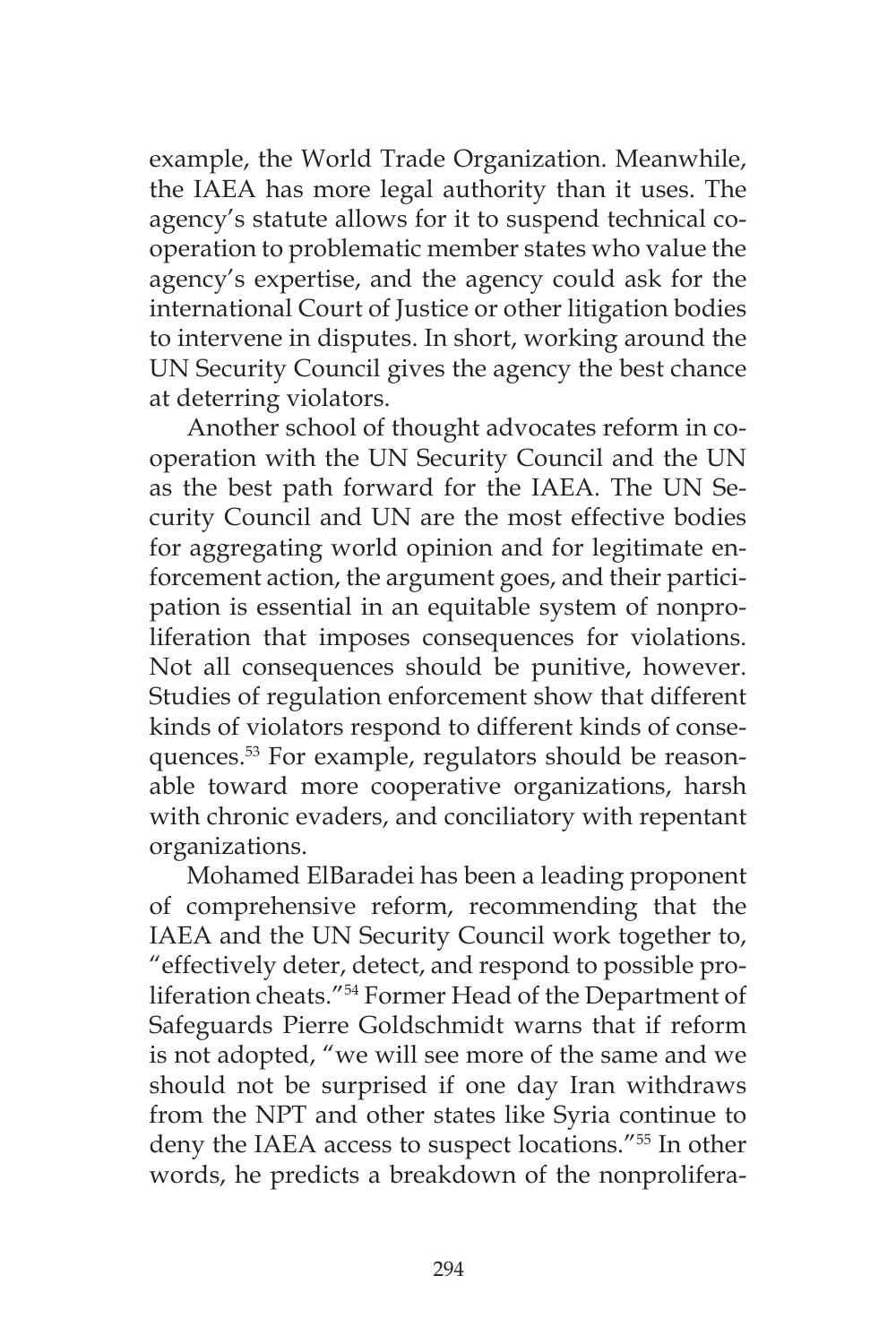example, the World Trade Organization. Meanwhile, the IAEA has more legal authority than it uses. The agency's statute allows for it to suspend technical cooperation to problematic member states who value the agency's expertise, and the agency could ask for the international Court of Justice or other litigation bodies to intervene in disputes. In short, working around the UN Security Council gives the agency the best chance at deterring violators.

Another school of thought advocates reform in cooperation with the UN Security Council and the UN as the best path forward for the IAEA. The UN Security Council and UN are the most effective bodies for aggregating world opinion and for legitimate enforcement action, the argument goes, and their participation is essential in an equitable system of nonproliferation that imposes consequences for violations. Not all consequences should be punitive, however. Studies of regulation enforcement show that different kinds of violators respond to different kinds of consequences.[53] For example, regulators should be reasonable toward more cooperative organizations, harsh with chronic evaders, and conciliatory with repentant organizations.

Mohamed ElBaradei has been a leading proponent of comprehensive reform, recommending that the IAEA and the UN Security Council work together to, "effectively deter, detect, and respond to possible proliferation cheats."[54] Former Head of the Department of Safeguards Pierre Goldschmidt warns that if reform is not adopted, "we will see more of the same and we should not be surprised if one day Iran withdraws from the NPT and other states like Syria continue to deny the IAEA access to suspect locations."[55] In other words, he predicts a breakdown of the nonprolifera-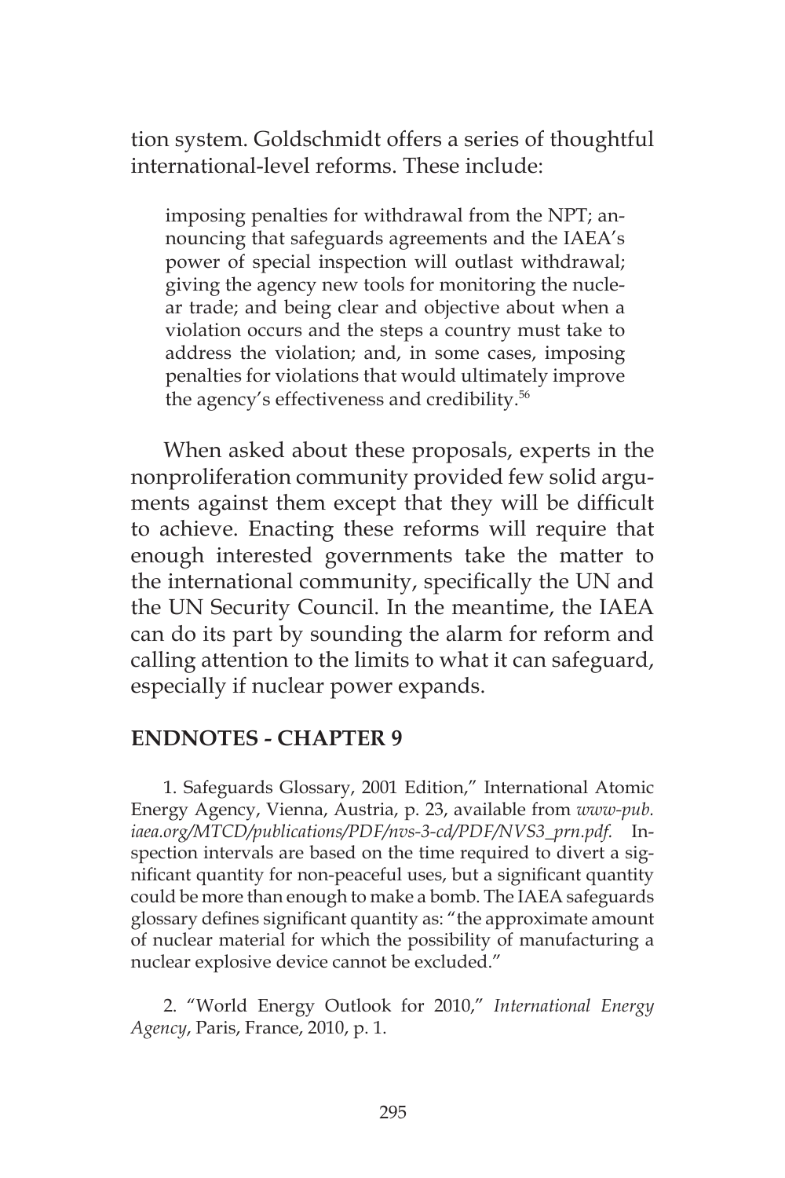tion system. Goldschmidt offers a series of thoughtful international-level reforms. These include:

> imposing penalties for withdrawal from the NPT; announcing that safeguards agreements and the IAEA's power of special inspection will outlast withdrawal; giving the agency new tools for monitoring the nuclear trade; and being clear and objective about when a violation occurs and the steps a country must take to address the violation; and, in some cases, imposing penalties for violations that would ultimately improve the agency's effectiveness and credibility.[56]

When asked about these proposals, experts in the nonproliferation community provided few solid arguments against them except that they will be difficult to achieve. Enacting these reforms will require that enough interested governments take the matter to the international community, specifically the UN and the UN Security Council. In the meantime, the IAEA can do its part by sounding the alarm for reform and calling attention to the limits to what it can safeguard, especially if nuclear power expands.

## ENDNOTES - CHAPTER 9

1. Safeguards Glossary, 2001 Edition," International Atomic Energy Agency, Vienna, Austria, p. 23, available from *www-pub.iaea.org/MTCD/publications/PDF/nvs-3-cd/PDF/NVS3_prn.pdf.* Inspection intervals are based on the time required to divert a significant quantity for non-peaceful uses, but a significant quantity could be more than enough to make a bomb. The IAEA safeguards glossary defines significant quantity as: "the approximate amount of nuclear material for which the possibility of manufacturing a nuclear explosive device cannot be excluded."

2. "World Energy Outlook for 2010," *International Energy Agency*, Paris, France, 2010, p. 1.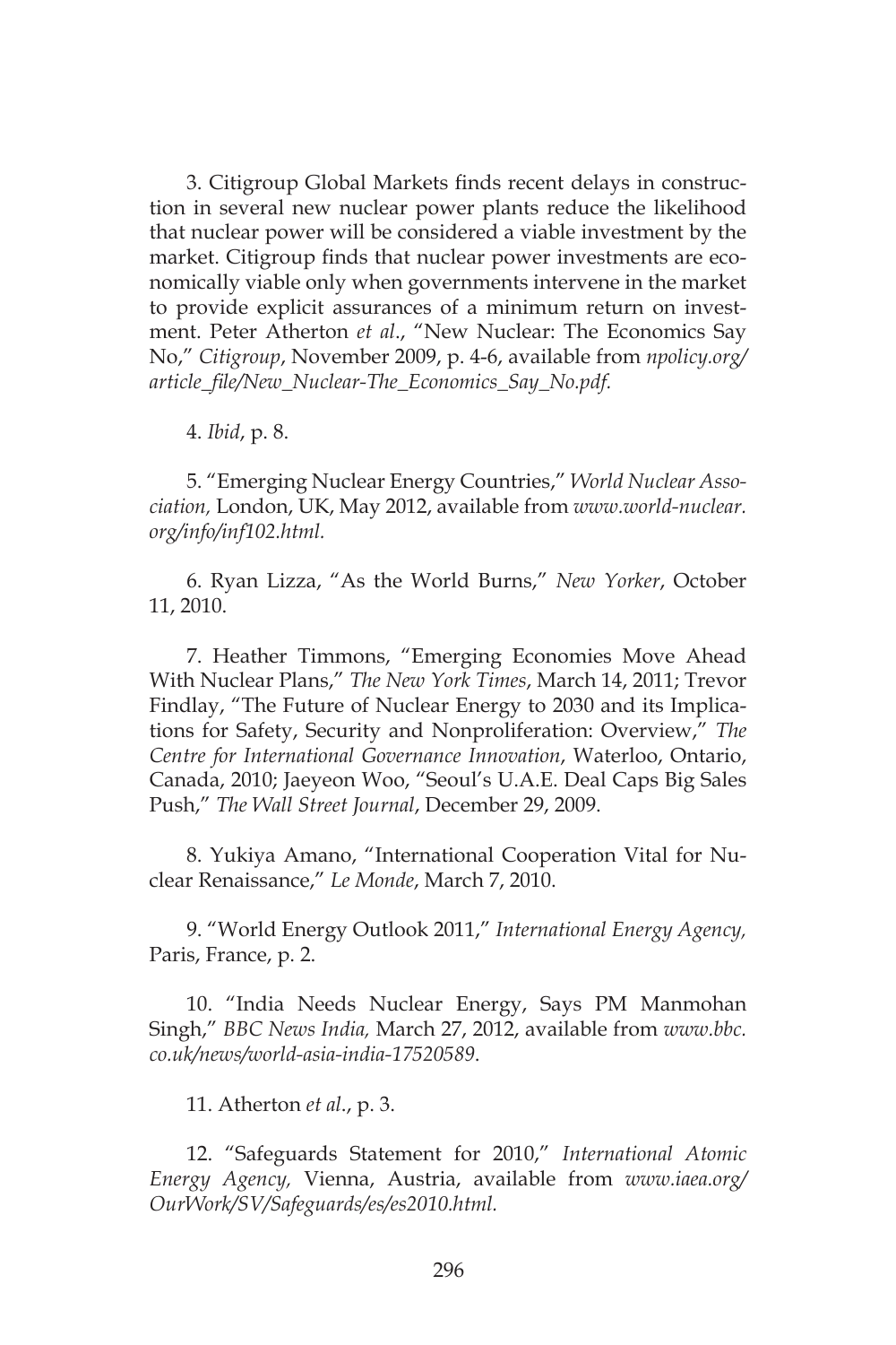3. Citigroup Global Markets finds recent delays in construction in several new nuclear power plants reduce the likelihood that nuclear power will be considered a viable investment by the market. Citigroup finds that nuclear power investments are economically viable only when governments intervene in the market to provide explicit assurances of a minimum return on investment. Peter Atherton *et al*., "New Nuclear: The Economics Say No," *Citigroup*, November 2009, p. 4-6, available from *npolicy.org/article_file/New_Nuclear-The_Economics_Say_No.pdf.*

4. *Ibid*, p. 8.

5. "Emerging Nuclear Energy Countries," *World Nuclear Association,* London, UK, May 2012, available from *www.world-nuclear.org/info/inf102.html.*

6. Ryan Lizza, "As the World Burns," *New Yorker*, October 11, 2010.

7. Heather Timmons, "Emerging Economies Move Ahead With Nuclear Plans," *The New York Times*, March 14, 2011; Trevor Findlay, "The Future of Nuclear Energy to 2030 and its Implications for Safety, Security and Nonproliferation: Overview," *The Centre for International Governance Innovation*, Waterloo, Ontario, Canada, 2010; Jaeyeon Woo, "Seoul's U.A.E. Deal Caps Big Sales Push," *The Wall Street Journal*, December 29, 2009.

8. Yukiya Amano, "International Cooperation Vital for Nuclear Renaissance," *Le Monde*, March 7, 2010.

9. "World Energy Outlook 2011," *International Energy Agency,* Paris, France, p. 2.

10. "India Needs Nuclear Energy, Says PM Manmohan Singh," *BBC News India,* March 27, 2012, available from *www.bbc.co.uk/news/world-asia-india-17520589*.

11. Atherton *et al*., p. 3.

12. "Safeguards Statement for 2010," *International Atomic Energy Agency,* Vienna, Austria, available from *www.iaea.org/OurWork/SV/Safeguards/es/es2010.html.*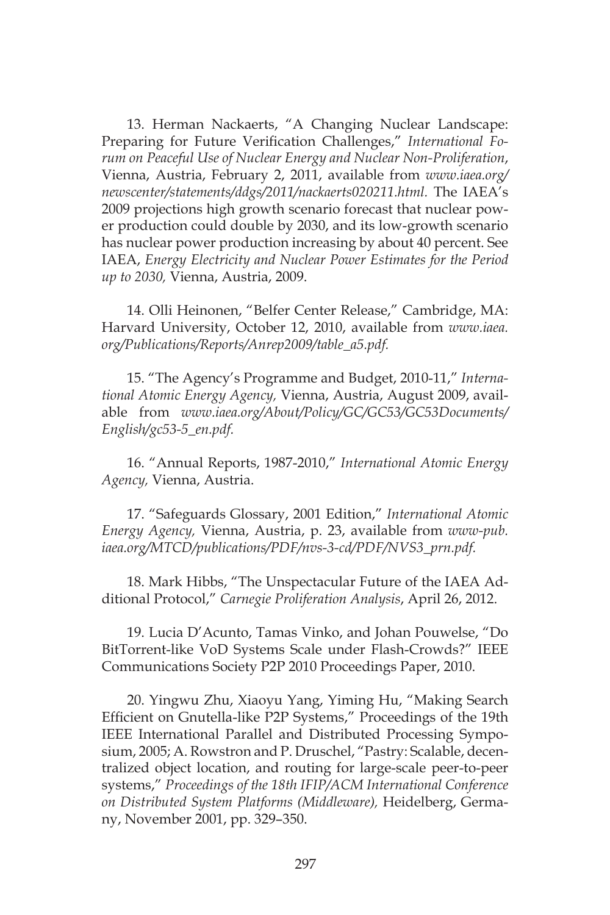13. Herman Nackaerts, "A Changing Nuclear Landscape: Preparing for Future Verification Challenges," *International Forum on Peaceful Use of Nuclear Energy and Nuclear Non-Proliferation*, Vienna, Austria, February 2, 2011, available from *www.iaea.org/newscenter/statements/ddgs/2011/nackaerts020211.html*. The IAEA's 2009 projections high growth scenario forecast that nuclear power production could double by 2030, and its low-growth scenario has nuclear power production increasing by about 40 percent. See IAEA, *Energy Electricity and Nuclear Power Estimates for the Period up to 2030,* Vienna, Austria, 2009.

14. Olli Heinonen, "Belfer Center Release," Cambridge, MA: Harvard University, October 12, 2010, available from *www.iaea.org/Publications/Reports/Anrep2009/table_a5.pdf.*

15. "The Agency's Programme and Budget, 2010-11," *International Atomic Energy Agency,* Vienna, Austria, August 2009, available from *www.iaea.org/About/Policy/GC/GC53/GC53Documents/English/gc53-5_en.pdf.*

16. "Annual Reports, 1987-2010," *International Atomic Energy Agency,* Vienna, Austria.

17. "Safeguards Glossary, 2001 Edition," *International Atomic Energy Agency,* Vienna, Austria, p. 23, available from *www-pub.iaea.org/MTCD/publications/PDF/nvs-3-cd/PDF/NVS3_prn.pdf.*

18. Mark Hibbs, "The Unspectacular Future of the IAEA Additional Protocol," *Carnegie Proliferation Analysis*, April 26, 2012.

19. Lucia D'Acunto, Tamas Vinko, and Johan Pouwelse, "Do BitTorrent-like VoD Systems Scale under Flash-Crowds?" IEEE Communications Society P2P 2010 Proceedings Paper, 2010.

20. Yingwu Zhu, Xiaoyu Yang, Yiming Hu, "Making Search Efficient on Gnutella-like P2P Systems," Proceedings of the 19th IEEE International Parallel and Distributed Processing Symposium, 2005; A. Rowstron and P. Druschel, "Pastry: Scalable, decentralized object location, and routing for large-scale peer-to-peer systems," *Proceedings of the 18th IFIP/ACM International Conference on Distributed System Platforms (Middleware),* Heidelberg, Germany, November 2001, pp. 329–350.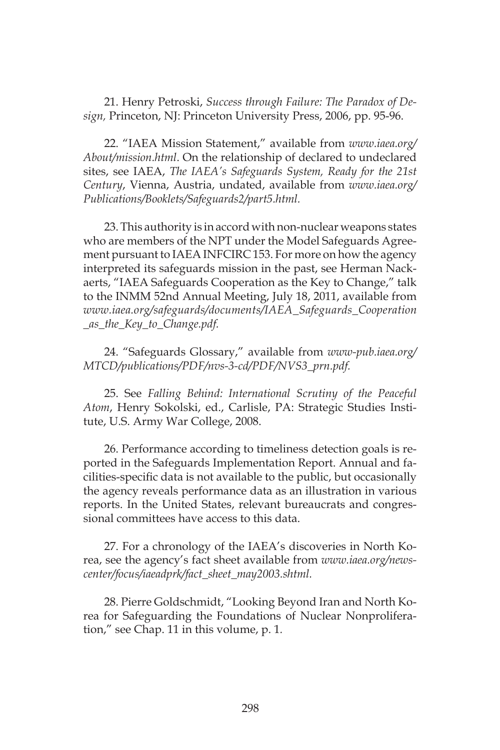21. Henry Petroski, *Success through Failure: The Paradox of Design,* Princeton, NJ: Princeton University Press, 2006, pp. 95-96.

22. "IAEA Mission Statement," available from *www.iaea.org/About/mission.html*. On the relationship of declared to undeclared sites, see IAEA, *The IAEA's Safeguards System, Ready for the 21st Century*, Vienna, Austria, undated, available from *www.iaea.org/Publications/Booklets/Safeguards2/part5.html.*

23. This authority is in accord with non-nuclear weapons states who are members of the NPT under the Model Safeguards Agreement pursuant to IAEA INFCIRC 153. For more on how the agency interpreted its safeguards mission in the past, see Herman Nackaerts, "IAEA Safeguards Cooperation as the Key to Change," talk to the INMM 52nd Annual Meeting, July 18, 2011, available from *www.iaea.org/safeguards/documents/IAEA_Safeguards_Cooperation_as_the_Key_to_Change.pdf.*

24. "Safeguards Glossary," available from *www-pub.iaea.org/MTCD/publications/PDF/nvs-3-cd/PDF/NVS3_prn.pdf.*

25. See *Falling Behind: International Scrutiny of the Peaceful Atom*, Henry Sokolski, ed., Carlisle, PA: Strategic Studies Institute, U.S. Army War College, 2008.

26. Performance according to timeliness detection goals is reported in the Safeguards Implementation Report. Annual and facilities-specific data is not available to the public, but occasionally the agency reveals performance data as an illustration in various reports. In the United States, relevant bureaucrats and congressional committees have access to this data.

27. For a chronology of the IAEA's discoveries in North Korea, see the agency's fact sheet available from *www.iaea.org/newscenter/focus/iaeadprk/fact_sheet_may2003.shtml.*

28. Pierre Goldschmidt, "Looking Beyond Iran and North Korea for Safeguarding the Foundations of Nuclear Nonproliferation," see Chap. 11 in this volume, p. 1.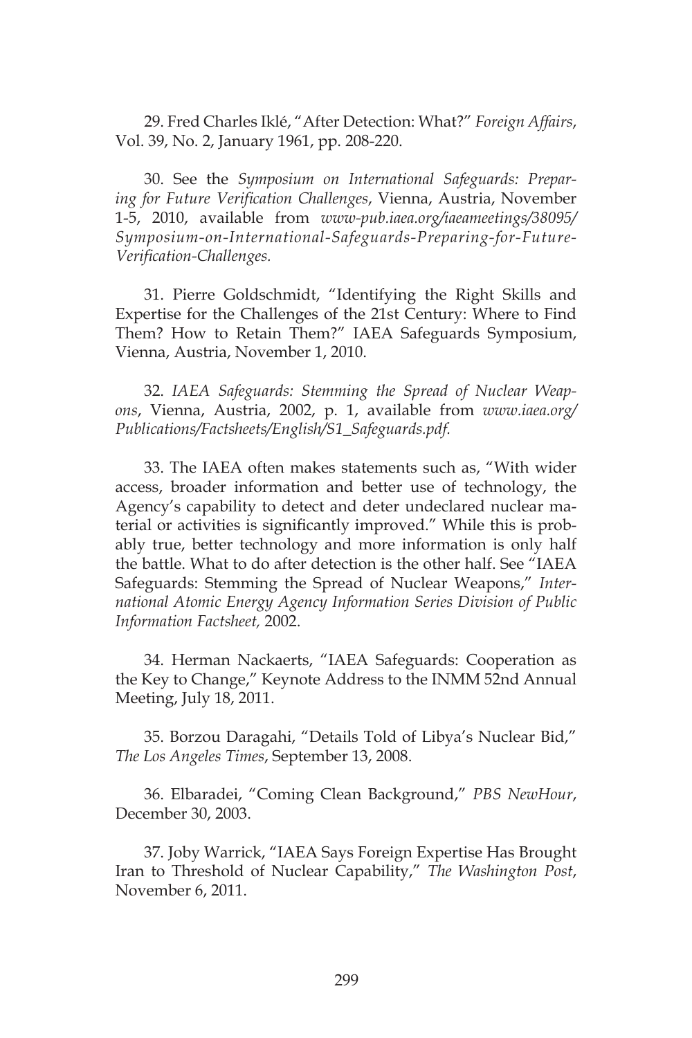29. Fred Charles Iklé, "After Detection: What?" *Foreign Affairs*, Vol. 39, No. 2, January 1961, pp. 208-220.

30. See the *Symposium on International Safeguards: Preparing for Future Verification Challenges*, Vienna, Austria, November 1-5, 2010, available from *www-pub.iaea.org/iaeameetings/38095/Symposium-on-International-Safeguards-Preparing-for-Future-Verification-Challenges.*

31. Pierre Goldschmidt, "Identifying the Right Skills and Expertise for the Challenges of the 21st Century: Where to Find Them? How to Retain Them?" IAEA Safeguards Symposium, Vienna, Austria, November 1, 2010.

32. *IAEA Safeguards: Stemming the Spread of Nuclear Weapons*, Vienna, Austria, 2002, p. 1, available from *www.iaea.org/Publications/Factsheets/English/S1_Safeguards.pdf.*

33. The IAEA often makes statements such as, "With wider access, broader information and better use of technology, the Agency's capability to detect and deter undeclared nuclear material or activities is significantly improved." While this is probably true, better technology and more information is only half the battle. What to do after detection is the other half. See "IAEA Safeguards: Stemming the Spread of Nuclear Weapons," *International Atomic Energy Agency Information Series Division of Public Information Factsheet,* 2002.

34. Herman Nackaerts, "IAEA Safeguards: Cooperation as the Key to Change," Keynote Address to the INMM 52nd Annual Meeting, July 18, 2011.

35. Borzou Daragahi, "Details Told of Libya's Nuclear Bid," *The Los Angeles Times*, September 13, 2008.

36. Elbaradei, "Coming Clean Background," *PBS NewHour*, December 30, 2003.

37. Joby Warrick, "IAEA Says Foreign Expertise Has Brought Iran to Threshold of Nuclear Capability," *The Washington Post*, November 6, 2011.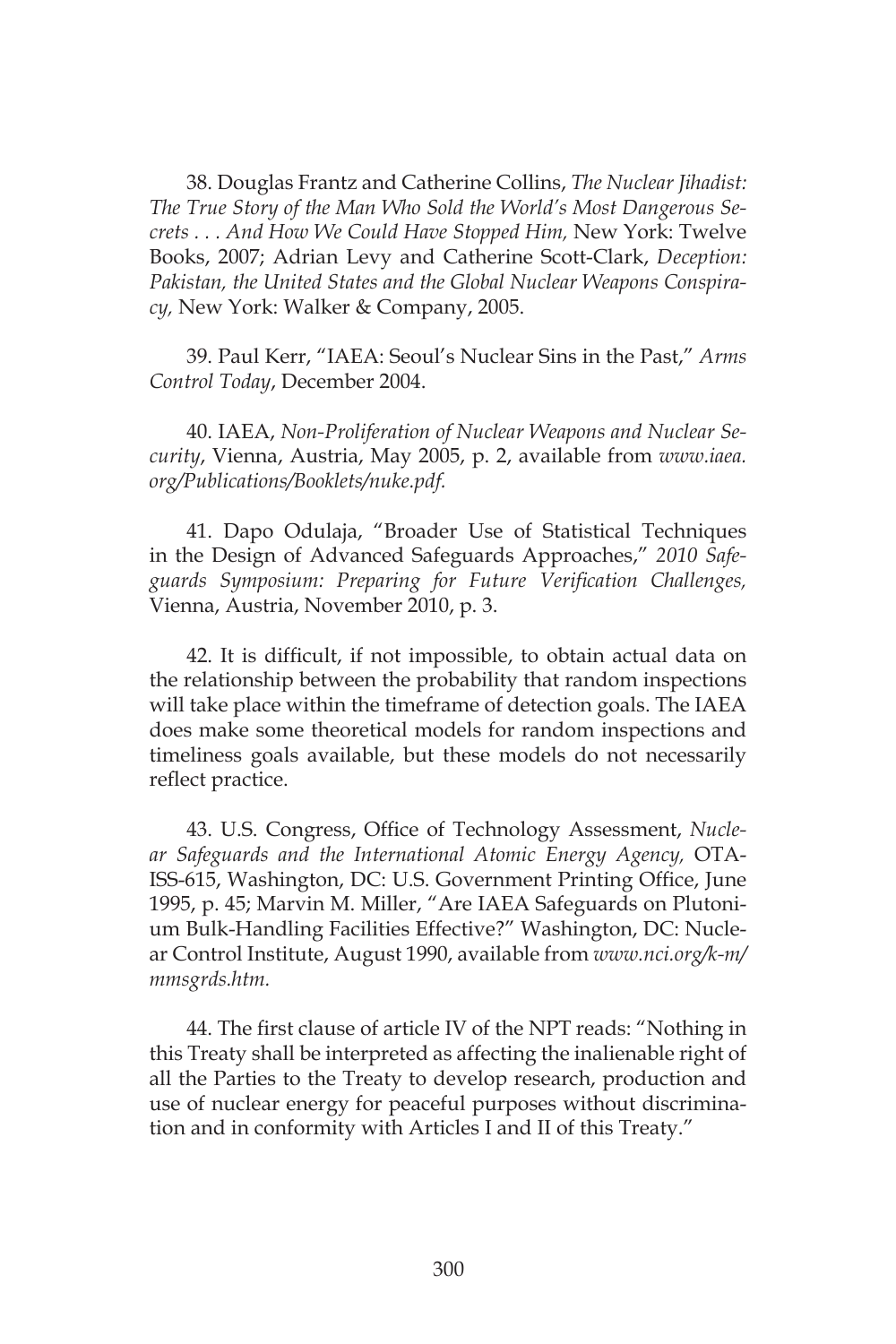38. Douglas Frantz and Catherine Collins, *The Nuclear Jihadist: The True Story of the Man Who Sold the World's Most Dangerous Secrets . . . And How We Could Have Stopped Him,* New York: Twelve Books, 2007; Adrian Levy and Catherine Scott-Clark, *Deception: Pakistan, the United States and the Global Nuclear Weapons Conspiracy,* New York: Walker & Company, 2005.

39. Paul Kerr, "IAEA: Seoul's Nuclear Sins in the Past," *Arms Control Today*, December 2004.

40. IAEA, *Non-Proliferation of Nuclear Weapons and Nuclear Security*, Vienna, Austria, May 2005, p. 2, available from *www.iaea.org/Publications/Booklets/nuke.pdf.*

41. Dapo Odulaja, "Broader Use of Statistical Techniques in the Design of Advanced Safeguards Approaches," *2010 Safeguards Symposium: Preparing for Future Verification Challenges,* Vienna, Austria, November 2010, p. 3.

42. It is difficult, if not impossible, to obtain actual data on the relationship between the probability that random inspections will take place within the timeframe of detection goals. The IAEA does make some theoretical models for random inspections and timeliness goals available, but these models do not necessarily reflect practice.

43. U.S. Congress, Office of Technology Assessment, *Nuclear Safeguards and the International Atomic Energy Agency,* OTA-ISS-615, Washington, DC: U.S. Government Printing Office, June 1995, p. 45; Marvin M. Miller, "Are IAEA Safeguards on Plutonium Bulk-Handling Facilities Effective?" Washington, DC: Nuclear Control Institute, August 1990, available from *www.nci.org/k-m/mmsgrds.htm.*

44. The first clause of article IV of the NPT reads: "Nothing in this Treaty shall be interpreted as affecting the inalienable right of all the Parties to the Treaty to develop research, production and use of nuclear energy for peaceful purposes without discrimination and in conformity with Articles I and II of this Treaty."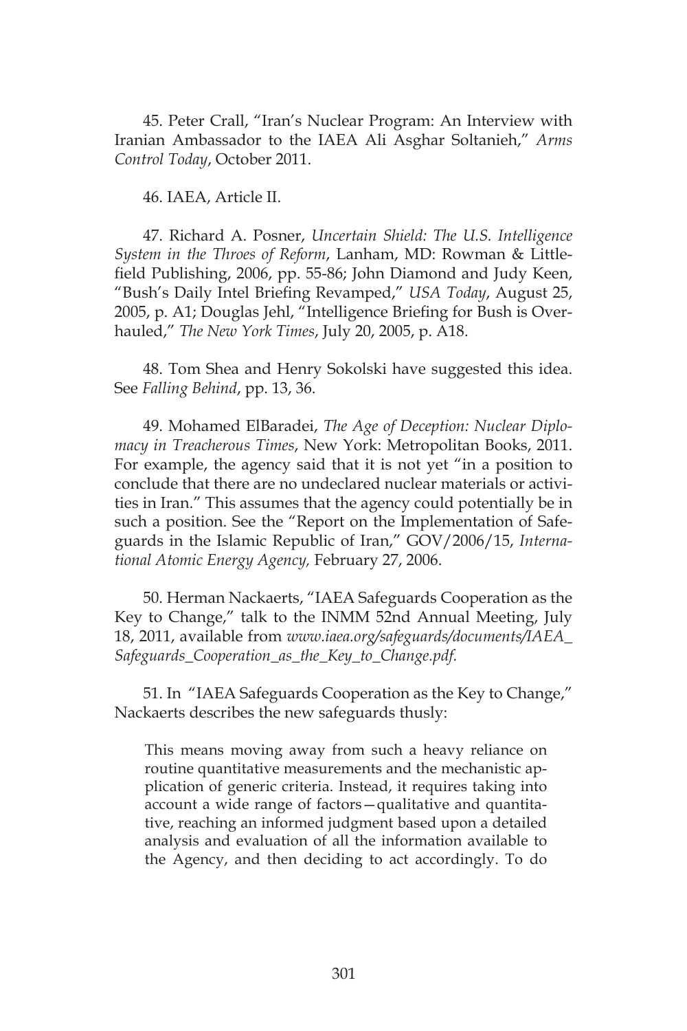45. Peter Crall, "Iran's Nuclear Program: An Interview with Iranian Ambassador to the IAEA Ali Asghar Soltanieh," *Arms Control Today*, October 2011.

46. IAEA, Article II.

47. Richard A. Posner, *Uncertain Shield: The U.S. Intelligence System in the Throes of Reform*, Lanham, MD: Rowman & Littlefield Publishing, 2006, pp. 55-86; John Diamond and Judy Keen, "Bush's Daily Intel Briefing Revamped," *USA Today*, August 25, 2005, p. A1; Douglas Jehl, "Intelligence Briefing for Bush is Overhauled," *The New York Times*, July 20, 2005, p. A18.

48. Tom Shea and Henry Sokolski have suggested this idea. See *Falling Behind*, pp. 13, 36.

49. Mohamed ElBaradei, *The Age of Deception: Nuclear Diplomacy in Treacherous Times*, New York: Metropolitan Books, 2011. For example, the agency said that it is not yet "in a position to conclude that there are no undeclared nuclear materials or activities in Iran." This assumes that the agency could potentially be in such a position. See the "Report on the Implementation of Safeguards in the Islamic Republic of Iran," GOV/2006/15, *International Atomic Energy Agency,* February 27, 2006.

50. Herman Nackaerts, "IAEA Safeguards Cooperation as the Key to Change," talk to the INMM 52nd Annual Meeting, July 18, 2011, available from *www.iaea.org/safeguards/documents/IAEA_Safeguards_Cooperation_as_the_Key_to_Change.pdf.*

51. In "IAEA Safeguards Cooperation as the Key to Change," Nackaerts describes the new safeguards thusly:

> This means moving away from such a heavy reliance on routine quantitative measurements and the mechanistic application of generic criteria. Instead, it requires taking into account a wide range of factors—qualitative and quantitative, reaching an informed judgment based upon a detailed analysis and evaluation of all the information available to the Agency, and then deciding to act accordingly. To do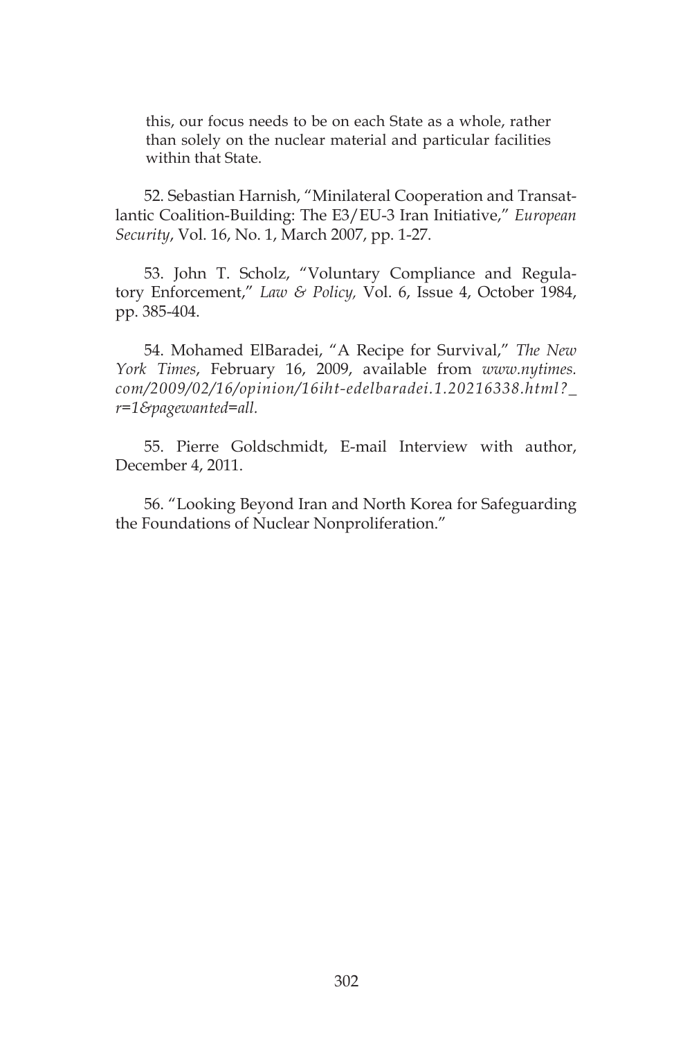this, our focus needs to be on each State as a whole, rather than solely on the nuclear material and particular facilities within that State.

52. Sebastian Harnish, "Minilateral Cooperation and Transatlantic Coalition-Building: The E3/EU-3 Iran Initiative," *European Security*, Vol. 16, No. 1, March 2007, pp. 1-27.

53. John T. Scholz, "Voluntary Compliance and Regulatory Enforcement," *Law & Policy,* Vol. 6, Issue 4, October 1984, pp. 385-404.

54. Mohamed ElBaradei, "A Recipe for Survival," *The New York Times*, February 16, 2009, available from *www.nytimes.com/2009/02/16/opinion/16iht-edelbaradei.1.20216338.html?_r=1&pagewanted=all.*

55. Pierre Goldschmidt, E-mail Interview with author, December 4, 2011.

56. "Looking Beyond Iran and North Korea for Safeguarding the Foundations of Nuclear Nonproliferation."